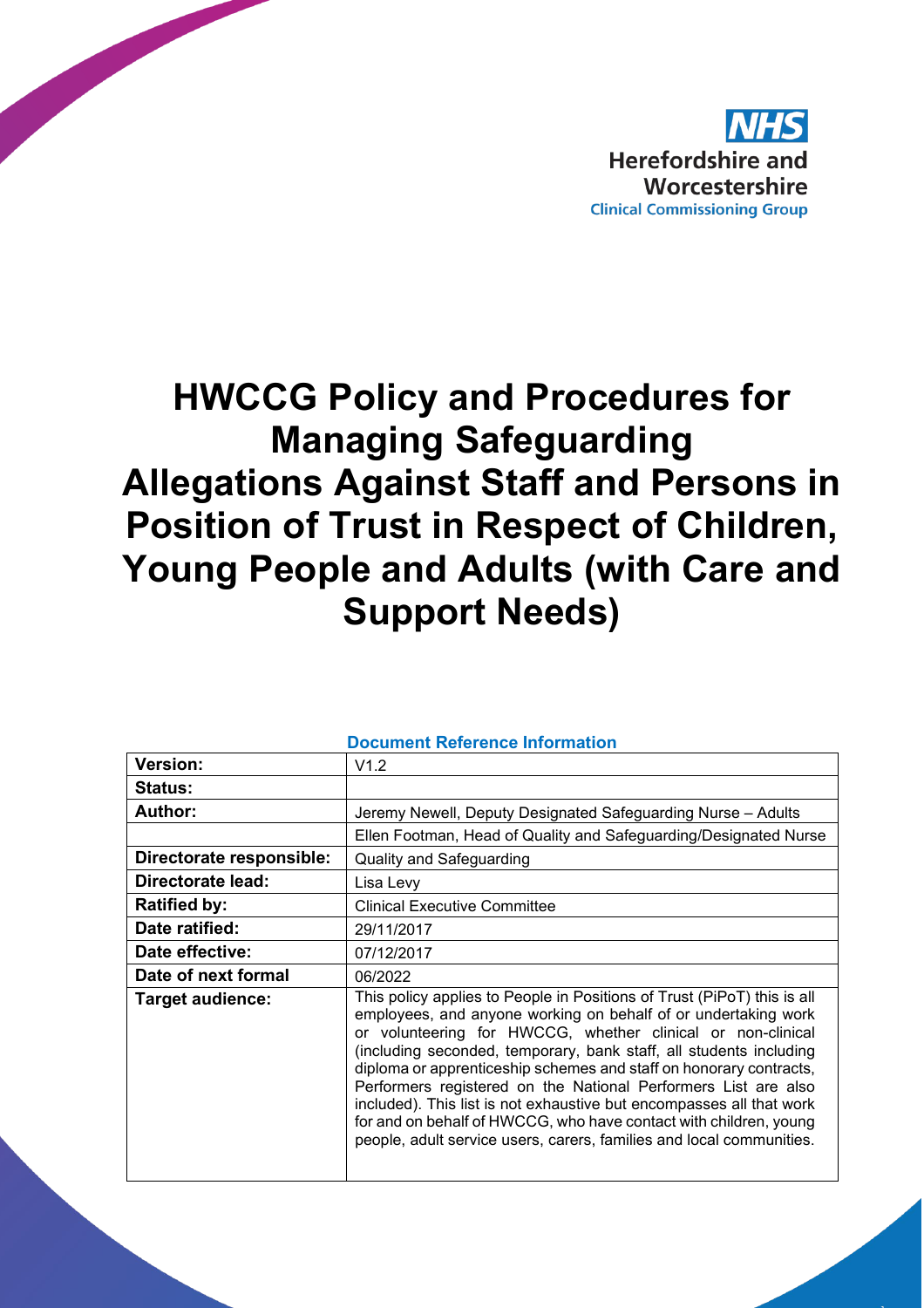NHS

Herefordshire and Worcestershire

Clinical Commissioning Group

# HWCCG Policy and Procedures for Managing Safeguarding Allegations Against Staff and Persons in Position of Trust in Respect of Children, Young People and Adults (with Care and Support Needs)

**Document Reference Information**

| | |
|---|---|
| **Version:** | V1.2 |
| **Status:** | |
| **Author:** | Jeremy Newell, Deputy Designated Safeguarding Nurse – Adults |
| | Ellen Footman, Head of Quality and Safeguarding/Designated Nurse |
| **Directorate responsible:** | Quality and Safeguarding |
| **Directorate lead:** | Lisa Levy |
| **Ratified by:** | Clinical Executive Committee |
| **Date ratified:** | 29/11/2017 |
| **Date effective:** | 07/12/2017 |
| **Date of next formal** | 06/2022 |
| **Target audience:** | This policy applies to People in Positions of Trust (PiPoT) this is all employees, and anyone working on behalf of or undertaking work or volunteering for HWCCG, whether clinical or non-clinical (including seconded, temporary, bank staff, all students including diploma or apprenticeship schemes and staff on honorary contracts, Performers registered on the National Performers List are also included). This list is not exhaustive but encompasses all that work for and on behalf of HWCCG, who have contact with children, young people, adult service users, carers, families and local communities. |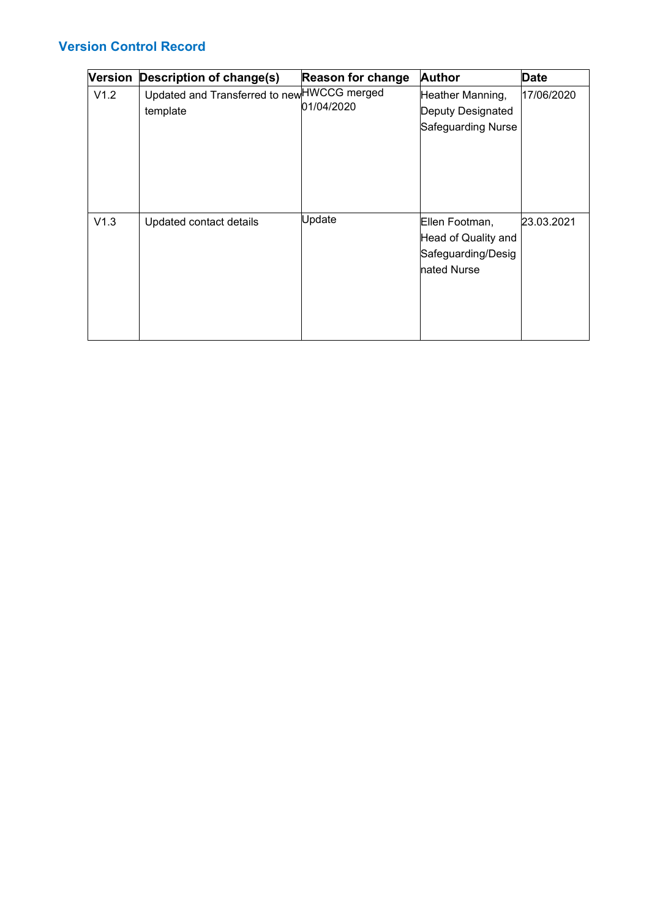## Version Control Record

| Version | Description of change(s) | Reason for change | Author | Date |
|---|---|---|---|---|
| V1.2 | Updated and Transferred to new template | HWCCG merged 01/04/2020 | Heather Manning, Deputy Designated Safeguarding Nurse | 17/06/2020 |
| V1.3 | Updated contact details | Update | Ellen Footman, Head of Quality and Safeguarding/Designated Nurse | 23.03.2021 |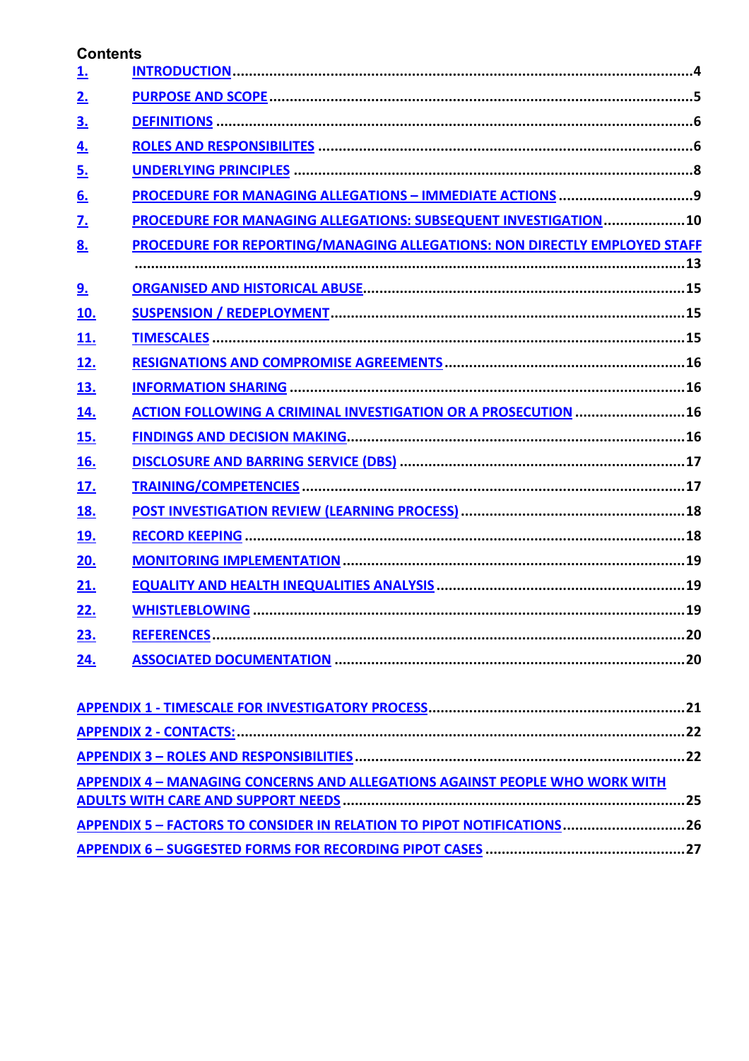## Contents

| | | |
|---|---|---|
| 1. | INTRODUCTION | 4 |
| 2. | PURPOSE AND SCOPE | 5 |
| 3. | DEFINITIONS | 6 |
| 4. | ROLES AND RESPONSIBILITES | 6 |
| 5. | UNDERLYING PRINCIPLES | 8 |
| 6. | PROCEDURE FOR MANAGING ALLEGATIONS – IMMEDIATE ACTIONS | 9 |
| 7. | PROCEDURE FOR MANAGING ALLEGATIONS: SUBSEQUENT INVESTIGATION | 10 |
| 8. | PROCEDURE FOR REPORTING/MANAGING ALLEGATIONS: NON DIRECTLY EMPLOYED STAFF | 13 |
| 9. | ORGANISED AND HISTORICAL ABUSE | 15 |
| 10. | SUSPENSION / REDEPLOYMENT | 15 |
| 11. | TIMESCALES | 15 |
| 12. | RESIGNATIONS AND COMPROMISE AGREEMENTS | 16 |
| 13. | INFORMATION SHARING | 16 |
| 14. | ACTION FOLLOWING A CRIMINAL INVESTIGATION OR A PROSECUTION | 16 |
| 15. | FINDINGS AND DECISION MAKING | 16 |
| 16. | DISCLOSURE AND BARRING SERVICE (DBS) | 17 |
| 17. | TRAINING/COMPETENCIES | 17 |
| 18. | POST INVESTIGATION REVIEW (LEARNING PROCESS) | 18 |
| 19. | RECORD KEEPING | 18 |
| 20. | MONITORING IMPLEMENTATION | 19 |
| 21. | EQUALITY AND HEALTH INEQUALITIES ANALYSIS | 19 |
| 22. | WHISTLEBLOWING | 19 |
| 23. | REFERENCES | 20 |
| 24. | ASSOCIATED DOCUMENTATION | 20 |

| | |
|---|---|
| APPENDIX 1 - TIMESCALE FOR INVESTIGATORY PROCESS | 21 |
| APPENDIX 2 - CONTACTS: | 22 |
| APPENDIX 3 – ROLES AND RESPONSIBILITIES | 22 |
| APPENDIX 4 – MANAGING CONCERNS AND ALLEGATIONS AGAINST PEOPLE WHO WORK WITH ADULTS WITH CARE AND SUPPORT NEEDS | 25 |
| APPENDIX 5 – FACTORS TO CONSIDER IN RELATION TO PIPOT NOTIFICATIONS | 26 |
| APPENDIX 6 – SUGGESTED FORMS FOR RECORDING PIPOT CASES | 27 |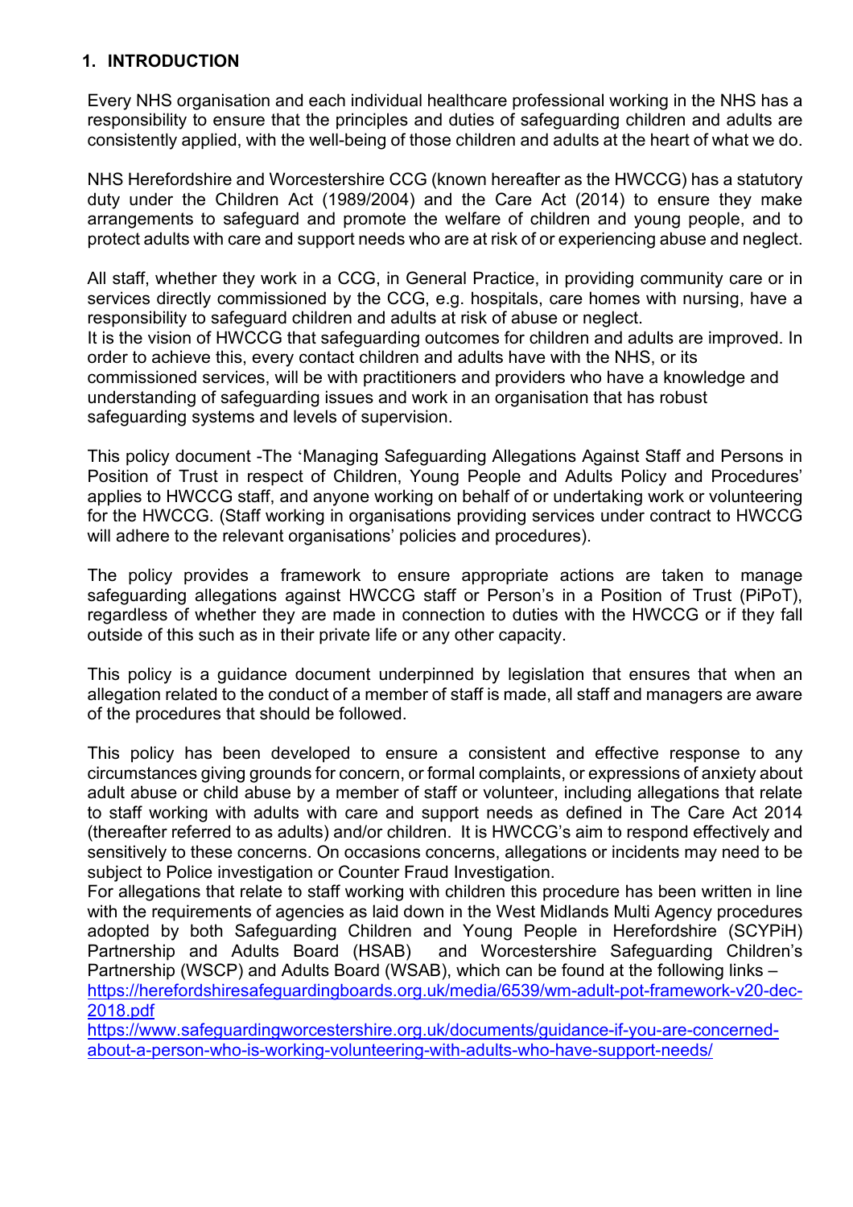## 1. INTRODUCTION

Every NHS organisation and each individual healthcare professional working in the NHS has a responsibility to ensure that the principles and duties of safeguarding children and adults are consistently applied, with the well-being of those children and adults at the heart of what we do.

NHS Herefordshire and Worcestershire CCG (known hereafter as the HWCCG) has a statutory duty under the Children Act (1989/2004) and the Care Act (2014) to ensure they make arrangements to safeguard and promote the welfare of children and young people, and to protect adults with care and support needs who are at risk of or experiencing abuse and neglect.

All staff, whether they work in a CCG, in General Practice, in providing community care or in services directly commissioned by the CCG, e.g. hospitals, care homes with nursing, have a responsibility to safeguard children and adults at risk of abuse or neglect.
It is the vision of HWCCG that safeguarding outcomes for children and adults are improved. In order to achieve this, every contact children and adults have with the NHS, or its commissioned services, will be with practitioners and providers who have a knowledge and understanding of safeguarding issues and work in an organisation that has robust safeguarding systems and levels of supervision.

This policy document -The 'Managing Safeguarding Allegations Against Staff and Persons in Position of Trust in respect of Children, Young People and Adults Policy and Procedures' applies to HWCCG staff, and anyone working on behalf of or undertaking work or volunteering for the HWCCG. (Staff working in organisations providing services under contract to HWCCG will adhere to the relevant organisations' policies and procedures).

The policy provides a framework to ensure appropriate actions are taken to manage safeguarding allegations against HWCCG staff or Person's in a Position of Trust (PiPoT), regardless of whether they are made in connection to duties with the HWCCG or if they fall outside of this such as in their private life or any other capacity.

This policy is a guidance document underpinned by legislation that ensures that when an allegation related to the conduct of a member of staff is made, all staff and managers are aware of the procedures that should be followed.

This policy has been developed to ensure a consistent and effective response to any circumstances giving grounds for concern, or formal complaints, or expressions of anxiety about adult abuse or child abuse by a member of staff or volunteer, including allegations that relate to staff working with adults with care and support needs as defined in The Care Act 2014 (thereafter referred to as adults) and/or children. It is HWCCG's aim to respond effectively and sensitively to these concerns. On occasions concerns, allegations or incidents may need to be subject to Police investigation or Counter Fraud Investigation.
For allegations that relate to staff working with children this procedure has been written in line with the requirements of agencies as laid down in the West Midlands Multi Agency procedures adopted by both Safeguarding Children and Young People in Herefordshire (SCYPiH) Partnership and Adults Board (HSAB) and Worcestershire Safeguarding Children's Partnership (WSCP) and Adults Board (WSAB), which can be found at the following links –
https://herefordshiresafeguardingboards.org.uk/media/6539/wm-adult-pot-framework-v20-dec-2018.pdf
https://www.safeguardingworcestershire.org.uk/documents/guidance-if-you-are-concerned-about-a-person-who-is-working-volunteering-with-adults-who-have-support-needs/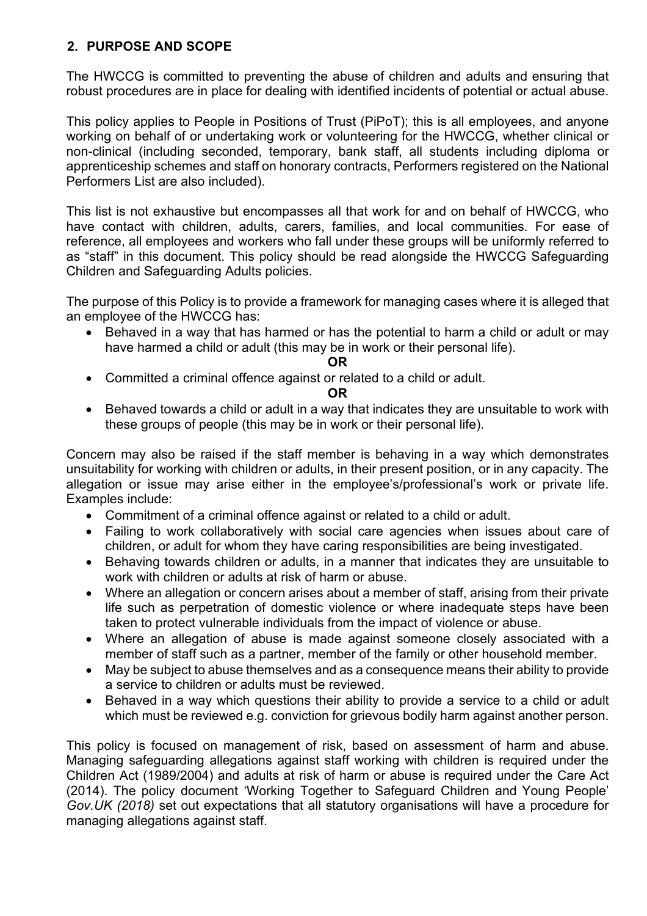## 2. PURPOSE AND SCOPE

The HWCCG is committed to preventing the abuse of children and adults and ensuring that robust procedures are in place for dealing with identified incidents of potential or actual abuse.

This policy applies to People in Positions of Trust (PiPoT); this is all employees, and anyone working on behalf of or undertaking work or volunteering for the HWCCG, whether clinical or non-clinical (including seconded, temporary, bank staff, all students including diploma or apprenticeship schemes and staff on honorary contracts, Performers registered on the National Performers List are also included).

This list is not exhaustive but encompasses all that work for and on behalf of HWCCG, who have contact with children, adults, carers, families, and local communities. For ease of reference, all employees and workers who fall under these groups will be uniformly referred to as "staff" in this document. This policy should be read alongside the HWCCG Safeguarding Children and Safeguarding Adults policies.

The purpose of this Policy is to provide a framework for managing cases where it is alleged that an employee of the HWCCG has:

- Behaved in a way that has harmed or has the potential to harm a child or adult or may have harmed a child or adult (this may be in work or their personal life).

**OR**

- Committed a criminal offence against or related to a child or adult.

**OR**

- Behaved towards a child or adult in a way that indicates they are unsuitable to work with these groups of people (this may be in work or their personal life).

Concern may also be raised if the staff member is behaving in a way which demonstrates unsuitability for working with children or adults, in their present position, or in any capacity. The allegation or issue may arise either in the employee's/professional's work or private life. Examples include:

- Commitment of a criminal offence against or related to a child or adult.
- Failing to work collaboratively with social care agencies when issues about care of children, or adult for whom they have caring responsibilities are being investigated.
- Behaving towards children or adults, in a manner that indicates they are unsuitable to work with children or adults at risk of harm or abuse.
- Where an allegation or concern arises about a member of staff, arising from their private life such as perpetration of domestic violence or where inadequate steps have been taken to protect vulnerable individuals from the impact of violence or abuse.
- Where an allegation of abuse is made against someone closely associated with a member of staff such as a partner, member of the family or other household member.
- May be subject to abuse themselves and as a consequence means their ability to provide a service to children or adults must be reviewed.
- Behaved in a way which questions their ability to provide a service to a child or adult which must be reviewed e.g. conviction for grievous bodily harm against another person.

This policy is focused on management of risk, based on assessment of harm and abuse. Managing safeguarding allegations against staff working with children is required under the Children Act (1989/2004) and adults at risk of harm or abuse is required under the Care Act (2014). The policy document 'Working Together to Safeguard Children and Young People' *Gov.UK (2018)* set out expectations that all statutory organisations will have a procedure for managing allegations against staff.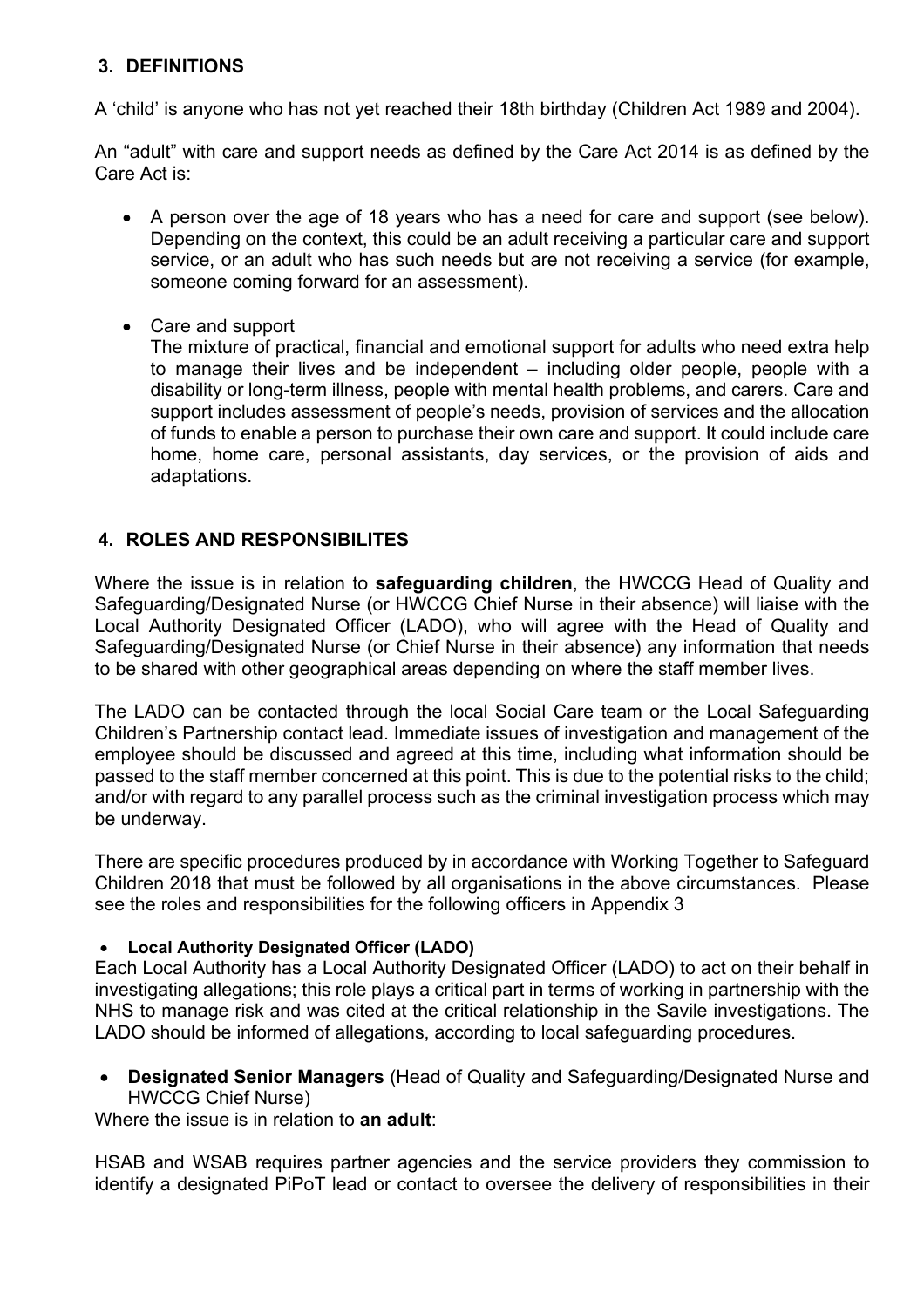## 3. DEFINITIONS

A 'child' is anyone who has not yet reached their 18th birthday (Children Act 1989 and 2004).

An "adult" with care and support needs as defined by the Care Act 2014 is as defined by the Care Act is:

- A person over the age of 18 years who has a need for care and support (see below). Depending on the context, this could be an adult receiving a particular care and support service, or an adult who has such needs but are not receiving a service (for example, someone coming forward for an assessment).

- Care and support
  The mixture of practical, financial and emotional support for adults who need extra help to manage their lives and be independent – including older people, people with a disability or long-term illness, people with mental health problems, and carers. Care and support includes assessment of people's needs, provision of services and the allocation of funds to enable a person to purchase their own care and support. It could include care home, home care, personal assistants, day services, or the provision of aids and adaptations.

## 4. ROLES AND RESPONSIBILITES

Where the issue is in relation to **safeguarding children**, the HWCCG Head of Quality and Safeguarding/Designated Nurse (or HWCCG Chief Nurse in their absence) will liaise with the Local Authority Designated Officer (LADO), who will agree with the Head of Quality and Safeguarding/Designated Nurse (or Chief Nurse in their absence) any information that needs to be shared with other geographical areas depending on where the staff member lives.

The LADO can be contacted through the local Social Care team or the Local Safeguarding Children's Partnership contact lead. Immediate issues of investigation and management of the employee should be discussed and agreed at this time, including what information should be passed to the staff member concerned at this point. This is due to the potential risks to the child; and/or with regard to any parallel process such as the criminal investigation process which may be underway.

There are specific procedures produced by in accordance with Working Together to Safeguard Children 2018 that must be followed by all organisations in the above circumstances. Please see the roles and responsibilities for the following officers in Appendix 3

- **Local Authority Designated Officer (LADO)**

Each Local Authority has a Local Authority Designated Officer (LADO) to act on their behalf in investigating allegations; this role plays a critical part in terms of working in partnership with the NHS to manage risk and was cited at the critical relationship in the Savile investigations. The LADO should be informed of allegations, according to local safeguarding procedures.

- **Designated Senior Managers** (Head of Quality and Safeguarding/Designated Nurse and HWCCG Chief Nurse)

Where the issue is in relation to **an adult**:

HSAB and WSAB requires partner agencies and the service providers they commission to identify a designated PiPoT lead or contact to oversee the delivery of responsibilities in their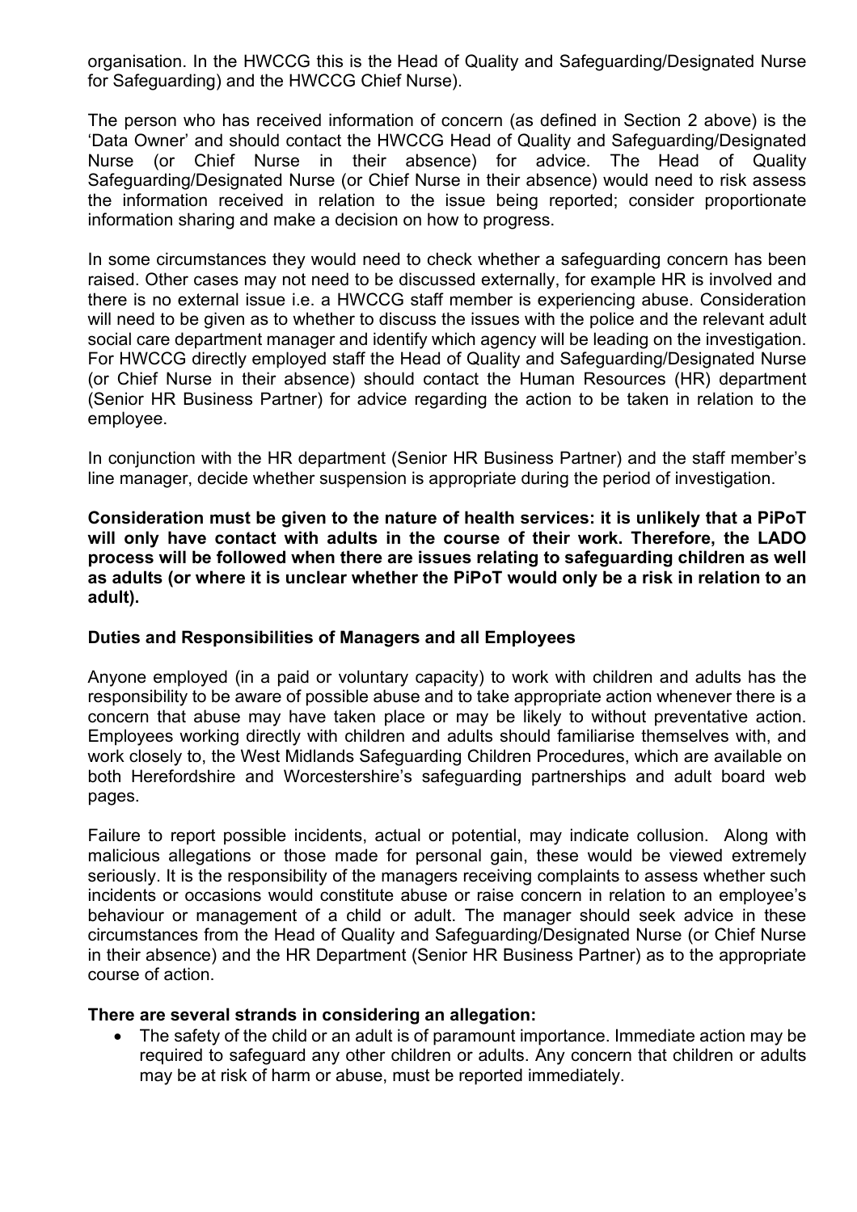organisation. In the HWCCG this is the Head of Quality and Safeguarding/Designated Nurse for Safeguarding) and the HWCCG Chief Nurse).

The person who has received information of concern (as defined in Section 2 above) is the 'Data Owner' and should contact the HWCCG Head of Quality and Safeguarding/Designated Nurse (or Chief Nurse in their absence) for advice. The Head of Quality Safeguarding/Designated Nurse (or Chief Nurse in their absence) would need to risk assess the information received in relation to the issue being reported; consider proportionate information sharing and make a decision on how to progress.

In some circumstances they would need to check whether a safeguarding concern has been raised. Other cases may not need to be discussed externally, for example HR is involved and there is no external issue i.e. a HWCCG staff member is experiencing abuse. Consideration will need to be given as to whether to discuss the issues with the police and the relevant adult social care department manager and identify which agency will be leading on the investigation. For HWCCG directly employed staff the Head of Quality and Safeguarding/Designated Nurse (or Chief Nurse in their absence) should contact the Human Resources (HR) department (Senior HR Business Partner) for advice regarding the action to be taken in relation to the employee.

In conjunction with the HR department (Senior HR Business Partner) and the staff member's line manager, decide whether suspension is appropriate during the period of investigation.

**Consideration must be given to the nature of health services: it is unlikely that a PiPoT will only have contact with adults in the course of their work. Therefore, the LADO process will be followed when there are issues relating to safeguarding children as well as adults (or where it is unclear whether the PiPoT would only be a risk in relation to an adult).**

**Duties and Responsibilities of Managers and all Employees**

Anyone employed (in a paid or voluntary capacity) to work with children and adults has the responsibility to be aware of possible abuse and to take appropriate action whenever there is a concern that abuse may have taken place or may be likely to without preventative action. Employees working directly with children and adults should familiarise themselves with, and work closely to, the West Midlands Safeguarding Children Procedures, which are available on both Herefordshire and Worcestershire's safeguarding partnerships and adult board web pages.

Failure to report possible incidents, actual or potential, may indicate collusion. Along with malicious allegations or those made for personal gain, these would be viewed extremely seriously. It is the responsibility of the managers receiving complaints to assess whether such incidents or occasions would constitute abuse or raise concern in relation to an employee's behaviour or management of a child or adult. The manager should seek advice in these circumstances from the Head of Quality and Safeguarding/Designated Nurse (or Chief Nurse in their absence) and the HR Department (Senior HR Business Partner) as to the appropriate course of action.

**There are several strands in considering an allegation:**

- The safety of the child or an adult is of paramount importance. Immediate action may be required to safeguard any other children or adults. Any concern that children or adults may be at risk of harm or abuse, must be reported immediately.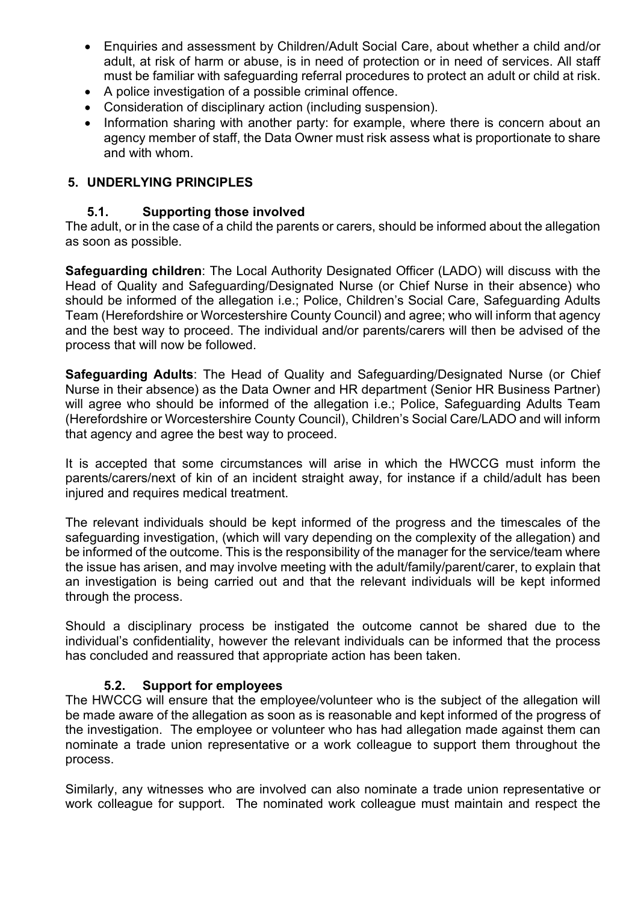- Enquiries and assessment by Children/Adult Social Care, about whether a child and/or adult, at risk of harm or abuse, is in need of protection or in need of services. All staff must be familiar with safeguarding referral procedures to protect an adult or child at risk.
- A police investigation of a possible criminal offence.
- Consideration of disciplinary action (including suspension).
- Information sharing with another party: for example, where there is concern about an agency member of staff, the Data Owner must risk assess what is proportionate to share and with whom.

## 5. UNDERLYING PRINCIPLES

### 5.1. Supporting those involved

The adult, or in the case of a child the parents or carers, should be informed about the allegation as soon as possible.

**Safeguarding children**: The Local Authority Designated Officer (LADO) will discuss with the Head of Quality and Safeguarding/Designated Nurse (or Chief Nurse in their absence) who should be informed of the allegation i.e.; Police, Children's Social Care, Safeguarding Adults Team (Herefordshire or Worcestershire County Council) and agree; who will inform that agency and the best way to proceed. The individual and/or parents/carers will then be advised of the process that will now be followed.

**Safeguarding Adults**: The Head of Quality and Safeguarding/Designated Nurse (or Chief Nurse in their absence) as the Data Owner and HR department (Senior HR Business Partner) will agree who should be informed of the allegation i.e.; Police, Safeguarding Adults Team (Herefordshire or Worcestershire County Council), Children's Social Care/LADO and will inform that agency and agree the best way to proceed.

It is accepted that some circumstances will arise in which the HWCCG must inform the parents/carers/next of kin of an incident straight away, for instance if a child/adult has been injured and requires medical treatment.

The relevant individuals should be kept informed of the progress and the timescales of the safeguarding investigation, (which will vary depending on the complexity of the allegation) and be informed of the outcome. This is the responsibility of the manager for the service/team where the issue has arisen, and may involve meeting with the adult/family/parent/carer, to explain that an investigation is being carried out and that the relevant individuals will be kept informed through the process.

Should a disciplinary process be instigated the outcome cannot be shared due to the individual's confidentiality, however the relevant individuals can be informed that the process has concluded and reassured that appropriate action has been taken.

### 5.2. Support for employees

The HWCCG will ensure that the employee/volunteer who is the subject of the allegation will be made aware of the allegation as soon as is reasonable and kept informed of the progress of the investigation. The employee or volunteer who has had allegation made against them can nominate a trade union representative or a work colleague to support them throughout the process.

Similarly, any witnesses who are involved can also nominate a trade union representative or work colleague for support. The nominated work colleague must maintain and respect the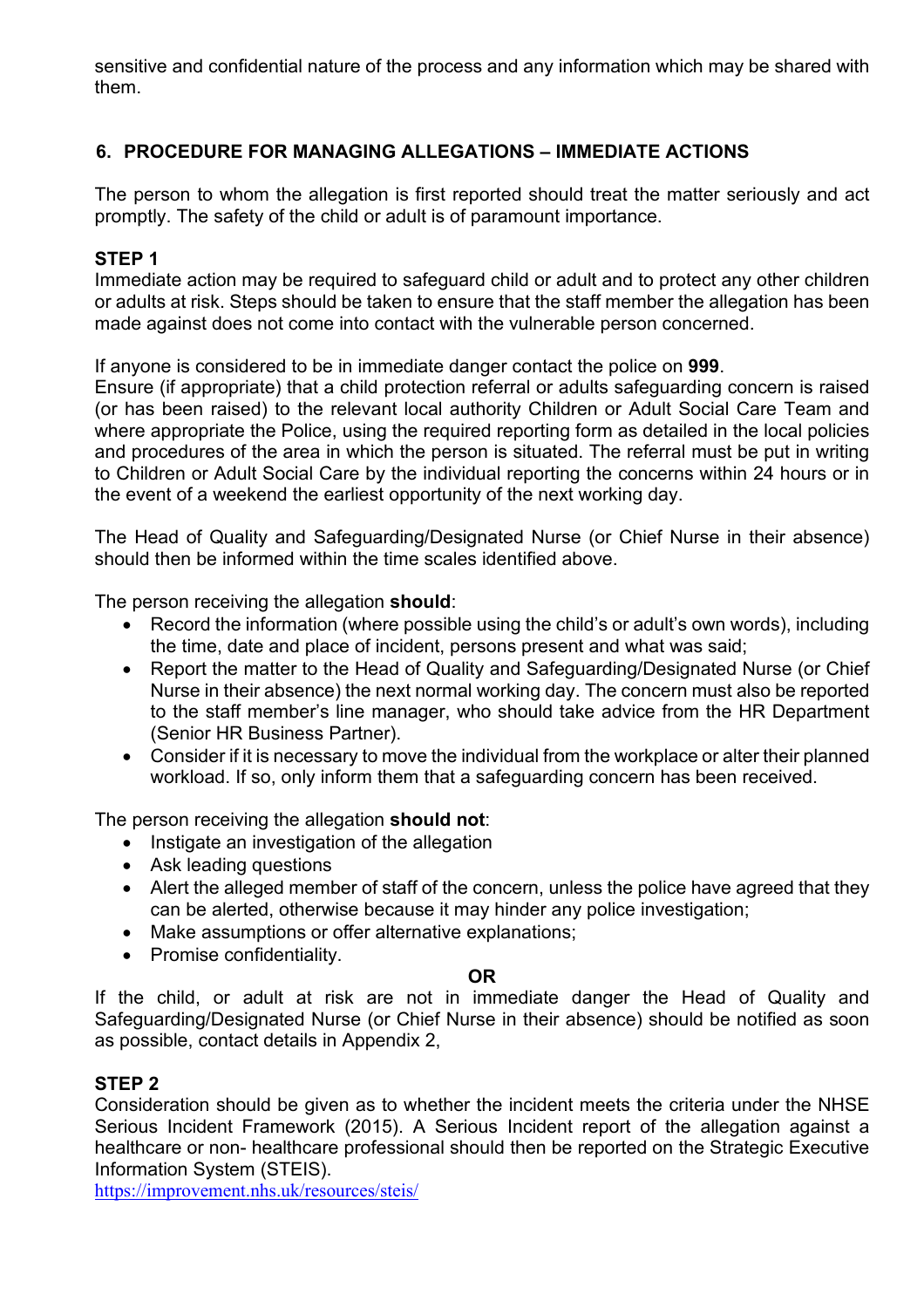sensitive and confidential nature of the process and any information which may be shared with them.

## 6. PROCEDURE FOR MANAGING ALLEGATIONS – IMMEDIATE ACTIONS

The person to whom the allegation is first reported should treat the matter seriously and act promptly. The safety of the child or adult is of paramount importance.

### STEP 1

Immediate action may be required to safeguard child or adult and to protect any other children or adults at risk. Steps should be taken to ensure that the staff member the allegation has been made against does not come into contact with the vulnerable person concerned.

If anyone is considered to be in immediate danger contact the police on **999**.
Ensure (if appropriate) that a child protection referral or adults safeguarding concern is raised (or has been raised) to the relevant local authority Children or Adult Social Care Team and where appropriate the Police, using the required reporting form as detailed in the local policies and procedures of the area in which the person is situated. The referral must be put in writing to Children or Adult Social Care by the individual reporting the concerns within 24 hours or in the event of a weekend the earliest opportunity of the next working day.

The Head of Quality and Safeguarding/Designated Nurse (or Chief Nurse in their absence) should then be informed within the time scales identified above.

The person receiving the allegation **should**:

- Record the information (where possible using the child's or adult's own words), including the time, date and place of incident, persons present and what was said;
- Report the matter to the Head of Quality and Safeguarding/Designated Nurse (or Chief Nurse in their absence) the next normal working day. The concern must also be reported to the staff member's line manager, who should take advice from the HR Department (Senior HR Business Partner).
- Consider if it is necessary to move the individual from the workplace or alter their planned workload. If so, only inform them that a safeguarding concern has been received.

The person receiving the allegation **should not**:

- Instigate an investigation of the allegation
- Ask leading questions
- Alert the alleged member of staff of the concern, unless the police have agreed that they can be alerted, otherwise because it may hinder any police investigation;
- Make assumptions or offer alternative explanations;
- Promise confidentiality.

**OR**

If the child, or adult at risk are not in immediate danger the Head of Quality and Safeguarding/Designated Nurse (or Chief Nurse in their absence) should be notified as soon as possible, contact details in Appendix 2,

### STEP 2

Consideration should be given as to whether the incident meets the criteria under the NHSE Serious Incident Framework (2015). A Serious Incident report of the allegation against a healthcare or non- healthcare professional should then be reported on the Strategic Executive Information System (STEIS).
https://improvement.nhs.uk/resources/steis/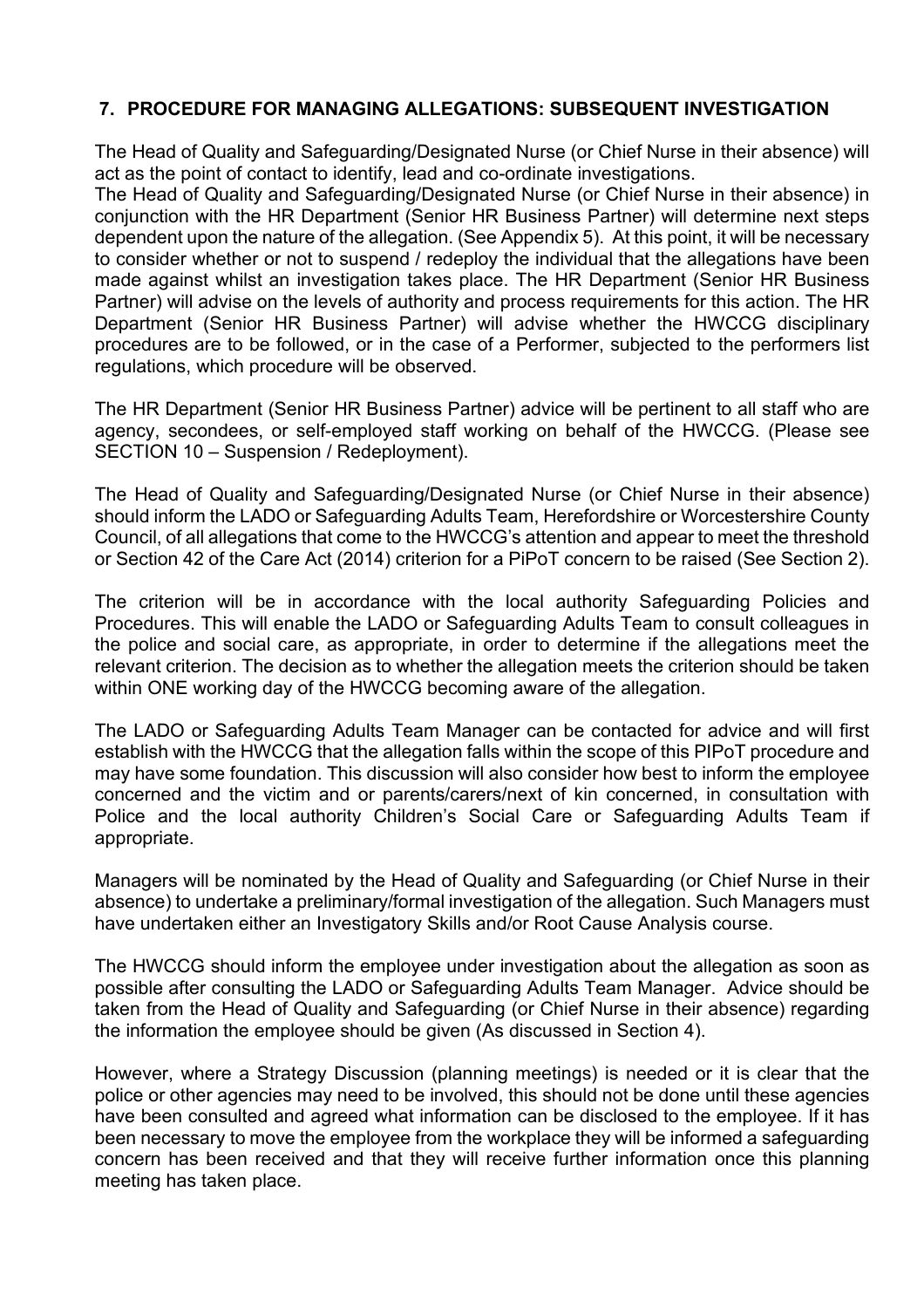## 7. PROCEDURE FOR MANAGING ALLEGATIONS: SUBSEQUENT INVESTIGATION

The Head of Quality and Safeguarding/Designated Nurse (or Chief Nurse in their absence) will act as the point of contact to identify, lead and co-ordinate investigations.

The Head of Quality and Safeguarding/Designated Nurse (or Chief Nurse in their absence) in conjunction with the HR Department (Senior HR Business Partner) will determine next steps dependent upon the nature of the allegation. (See Appendix 5). At this point, it will be necessary to consider whether or not to suspend / redeploy the individual that the allegations have been made against whilst an investigation takes place. The HR Department (Senior HR Business Partner) will advise on the levels of authority and process requirements for this action. The HR Department (Senior HR Business Partner) will advise whether the HWCCG disciplinary procedures are to be followed, or in the case of a Performer, subjected to the performers list regulations, which procedure will be observed.

The HR Department (Senior HR Business Partner) advice will be pertinent to all staff who are agency, secondees, or self-employed staff working on behalf of the HWCCG. (Please see SECTION 10 – Suspension / Redeployment).

The Head of Quality and Safeguarding/Designated Nurse (or Chief Nurse in their absence) should inform the LADO or Safeguarding Adults Team, Herefordshire or Worcestershire County Council, of all allegations that come to the HWCCG's attention and appear to meet the threshold or Section 42 of the Care Act (2014) criterion for a PiPoT concern to be raised (See Section 2).

The criterion will be in accordance with the local authority Safeguarding Policies and Procedures. This will enable the LADO or Safeguarding Adults Team to consult colleagues in the police and social care, as appropriate, in order to determine if the allegations meet the relevant criterion. The decision as to whether the allegation meets the criterion should be taken within ONE working day of the HWCCG becoming aware of the allegation.

The LADO or Safeguarding Adults Team Manager can be contacted for advice and will first establish with the HWCCG that the allegation falls within the scope of this PIPoT procedure and may have some foundation. This discussion will also consider how best to inform the employee concerned and the victim and or parents/carers/next of kin concerned, in consultation with Police and the local authority Children's Social Care or Safeguarding Adults Team if appropriate.

Managers will be nominated by the Head of Quality and Safeguarding (or Chief Nurse in their absence) to undertake a preliminary/formal investigation of the allegation. Such Managers must have undertaken either an Investigatory Skills and/or Root Cause Analysis course.

The HWCCG should inform the employee under investigation about the allegation as soon as possible after consulting the LADO or Safeguarding Adults Team Manager. Advice should be taken from the Head of Quality and Safeguarding (or Chief Nurse in their absence) regarding the information the employee should be given (As discussed in Section 4).

However, where a Strategy Discussion (planning meetings) is needed or it is clear that the police or other agencies may need to be involved, this should not be done until these agencies have been consulted and agreed what information can be disclosed to the employee. If it has been necessary to move the employee from the workplace they will be informed a safeguarding concern has been received and that they will receive further information once this planning meeting has taken place.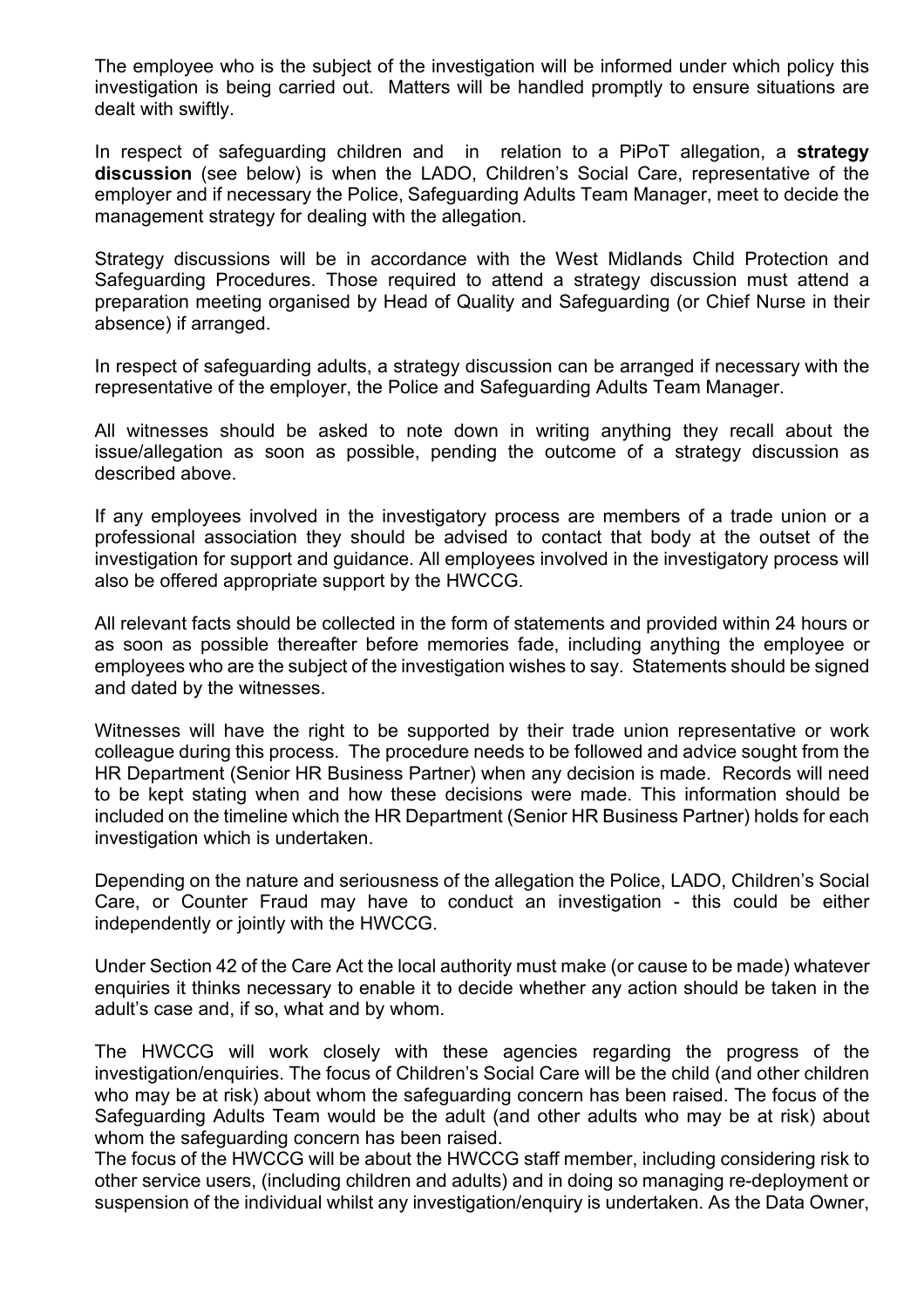The employee who is the subject of the investigation will be informed under which policy this investigation is being carried out. Matters will be handled promptly to ensure situations are dealt with swiftly.

In respect of safeguarding children and in relation to a PiPoT allegation, a **strategy discussion** (see below) is when the LADO, Children's Social Care, representative of the employer and if necessary the Police, Safeguarding Adults Team Manager, meet to decide the management strategy for dealing with the allegation.

Strategy discussions will be in accordance with the West Midlands Child Protection and Safeguarding Procedures. Those required to attend a strategy discussion must attend a preparation meeting organised by Head of Quality and Safeguarding (or Chief Nurse in their absence) if arranged.

In respect of safeguarding adults, a strategy discussion can be arranged if necessary with the representative of the employer, the Police and Safeguarding Adults Team Manager.

All witnesses should be asked to note down in writing anything they recall about the issue/allegation as soon as possible, pending the outcome of a strategy discussion as described above.

If any employees involved in the investigatory process are members of a trade union or a professional association they should be advised to contact that body at the outset of the investigation for support and guidance. All employees involved in the investigatory process will also be offered appropriate support by the HWCCG.

All relevant facts should be collected in the form of statements and provided within 24 hours or as soon as possible thereafter before memories fade, including anything the employee or employees who are the subject of the investigation wishes to say. Statements should be signed and dated by the witnesses.

Witnesses will have the right to be supported by their trade union representative or work colleague during this process. The procedure needs to be followed and advice sought from the HR Department (Senior HR Business Partner) when any decision is made. Records will need to be kept stating when and how these decisions were made. This information should be included on the timeline which the HR Department (Senior HR Business Partner) holds for each investigation which is undertaken.

Depending on the nature and seriousness of the allegation the Police, LADO, Children's Social Care, or Counter Fraud may have to conduct an investigation - this could be either independently or jointly with the HWCCG.

Under Section 42 of the Care Act the local authority must make (or cause to be made) whatever enquiries it thinks necessary to enable it to decide whether any action should be taken in the adult's case and, if so, what and by whom.

The HWCCG will work closely with these agencies regarding the progress of the investigation/enquiries. The focus of Children's Social Care will be the child (and other children who may be at risk) about whom the safeguarding concern has been raised. The focus of the Safeguarding Adults Team would be the adult (and other adults who may be at risk) about whom the safeguarding concern has been raised.
The focus of the HWCCG will be about the HWCCG staff member, including considering risk to other service users, (including children and adults) and in doing so managing re-deployment or suspension of the individual whilst any investigation/enquiry is undertaken. As the Data Owner,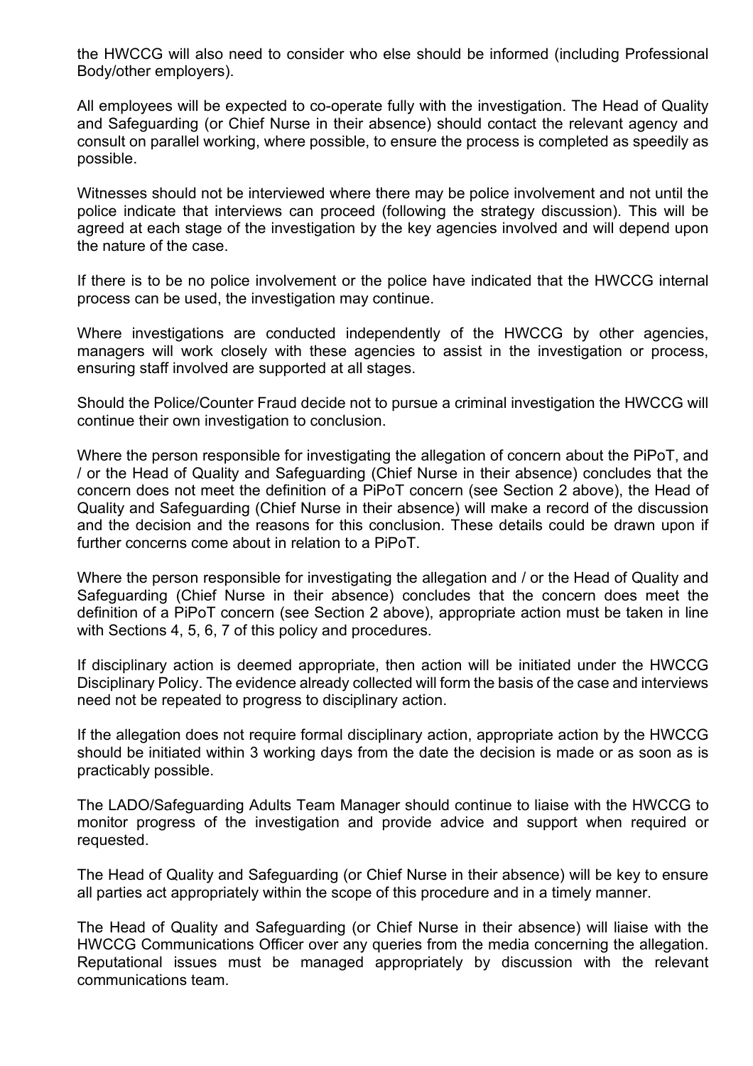the HWCCG will also need to consider who else should be informed (including Professional Body/other employers).

All employees will be expected to co-operate fully with the investigation. The Head of Quality and Safeguarding (or Chief Nurse in their absence) should contact the relevant agency and consult on parallel working, where possible, to ensure the process is completed as speedily as possible.

Witnesses should not be interviewed where there may be police involvement and not until the police indicate that interviews can proceed (following the strategy discussion). This will be agreed at each stage of the investigation by the key agencies involved and will depend upon the nature of the case.

If there is to be no police involvement or the police have indicated that the HWCCG internal process can be used, the investigation may continue.

Where investigations are conducted independently of the HWCCG by other agencies, managers will work closely with these agencies to assist in the investigation or process, ensuring staff involved are supported at all stages.

Should the Police/Counter Fraud decide not to pursue a criminal investigation the HWCCG will continue their own investigation to conclusion.

Where the person responsible for investigating the allegation of concern about the PiPoT, and / or the Head of Quality and Safeguarding (Chief Nurse in their absence) concludes that the concern does not meet the definition of a PiPoT concern (see Section 2 above), the Head of Quality and Safeguarding (Chief Nurse in their absence) will make a record of the discussion and the decision and the reasons for this conclusion. These details could be drawn upon if further concerns come about in relation to a PiPoT.

Where the person responsible for investigating the allegation and / or the Head of Quality and Safeguarding (Chief Nurse in their absence) concludes that the concern does meet the definition of a PiPoT concern (see Section 2 above), appropriate action must be taken in line with Sections 4, 5, 6, 7 of this policy and procedures.

If disciplinary action is deemed appropriate, then action will be initiated under the HWCCG Disciplinary Policy. The evidence already collected will form the basis of the case and interviews need not be repeated to progress to disciplinary action.

If the allegation does not require formal disciplinary action, appropriate action by the HWCCG should be initiated within 3 working days from the date the decision is made or as soon as is practicably possible.

The LADO/Safeguarding Adults Team Manager should continue to liaise with the HWCCG to monitor progress of the investigation and provide advice and support when required or requested.

The Head of Quality and Safeguarding (or Chief Nurse in their absence) will be key to ensure all parties act appropriately within the scope of this procedure and in a timely manner.

The Head of Quality and Safeguarding (or Chief Nurse in their absence) will liaise with the HWCCG Communications Officer over any queries from the media concerning the allegation. Reputational issues must be managed appropriately by discussion with the relevant communications team.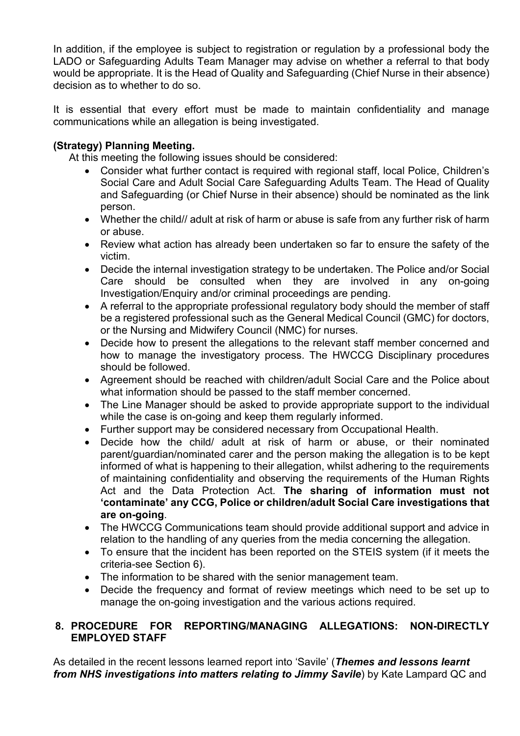In addition, if the employee is subject to registration or regulation by a professional body the LADO or Safeguarding Adults Team Manager may advise on whether a referral to that body would be appropriate. It is the Head of Quality and Safeguarding (Chief Nurse in their absence) decision as to whether to do so.

It is essential that every effort must be made to maintain confidentiality and manage communications while an allegation is being investigated.

**(Strategy) Planning Meeting.**

At this meeting the following issues should be considered:

- Consider what further contact is required with regional staff, local Police, Children's Social Care and Adult Social Care Safeguarding Adults Team. The Head of Quality and Safeguarding (or Chief Nurse in their absence) should be nominated as the link person.
- Whether the child// adult at risk of harm or abuse is safe from any further risk of harm or abuse.
- Review what action has already been undertaken so far to ensure the safety of the victim.
- Decide the internal investigation strategy to be undertaken. The Police and/or Social Care should be consulted when they are involved in any on-going Investigation/Enquiry and/or criminal proceedings are pending.
- A referral to the appropriate professional regulatory body should the member of staff be a registered professional such as the General Medical Council (GMC) for doctors, or the Nursing and Midwifery Council (NMC) for nurses.
- Decide how to present the allegations to the relevant staff member concerned and how to manage the investigatory process. The HWCCG Disciplinary procedures should be followed.
- Agreement should be reached with children/adult Social Care and the Police about what information should be passed to the staff member concerned.
- The Line Manager should be asked to provide appropriate support to the individual while the case is on-going and keep them regularly informed.
- Further support may be considered necessary from Occupational Health.
- Decide how the child/ adult at risk of harm or abuse, or their nominated parent/guardian/nominated carer and the person making the allegation is to be kept informed of what is happening to their allegation, whilst adhering to the requirements of maintaining confidentiality and observing the requirements of the Human Rights Act and the Data Protection Act. **The sharing of information must not 'contaminate' any CCG, Police or children/adult Social Care investigations that are on-going**.
- The HWCCG Communications team should provide additional support and advice in relation to the handling of any queries from the media concerning the allegation.
- To ensure that the incident has been reported on the STEIS system (if it meets the criteria-see Section 6).
- The information to be shared with the senior management team.
- Decide the frequency and format of review meetings which need to be set up to manage the on-going investigation and the various actions required.

## 8. PROCEDURE FOR REPORTING/MANAGING ALLEGATIONS: NON-DIRECTLY EMPLOYED STAFF

As detailed in the recent lessons learned report into 'Savile' (***Themes and lessons learnt from NHS investigations into matters relating to Jimmy Savile***) by Kate Lampard QC and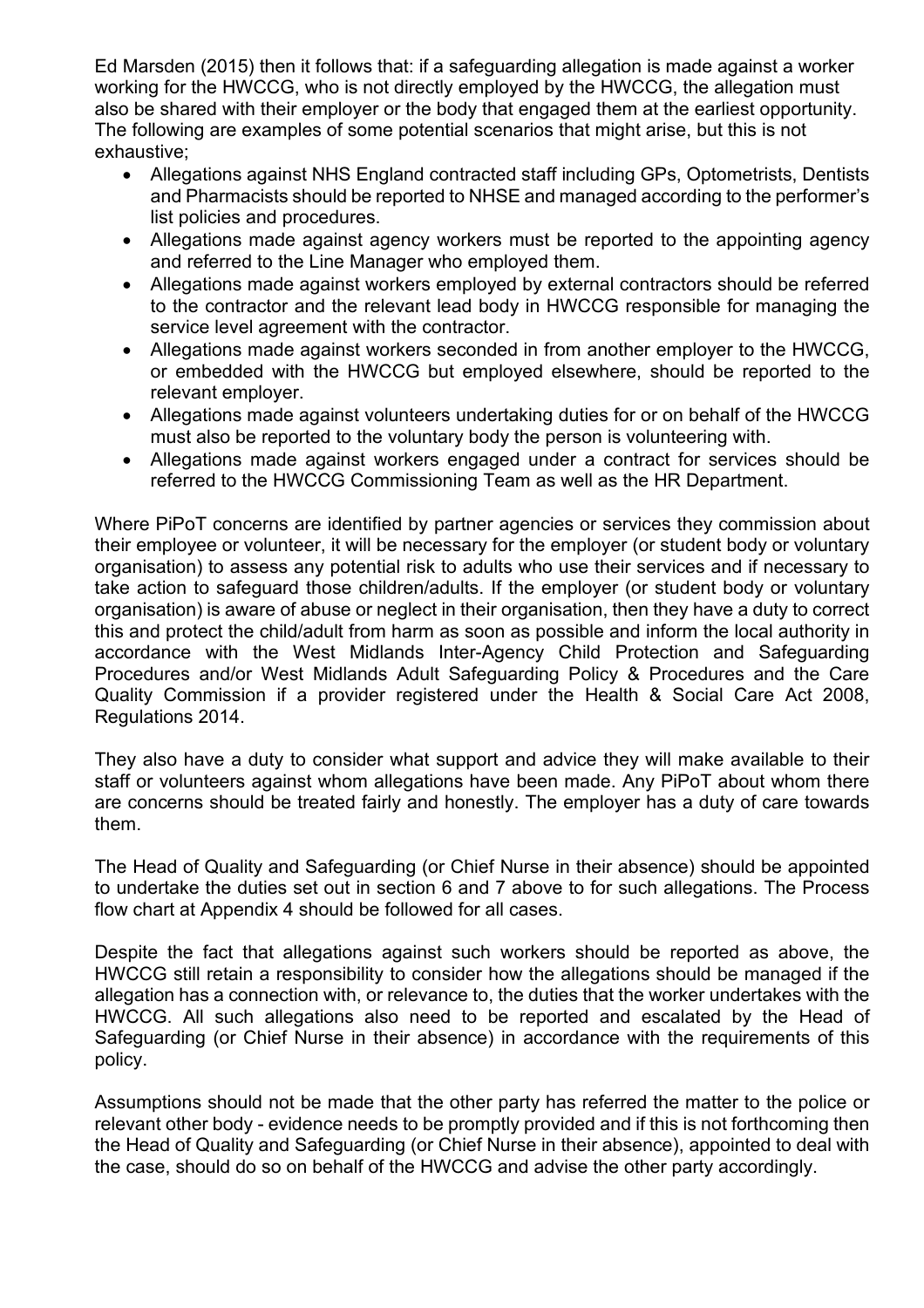Ed Marsden (2015) then it follows that: if a safeguarding allegation is made against a worker working for the HWCCG, who is not directly employed by the HWCCG, the allegation must also be shared with their employer or the body that engaged them at the earliest opportunity. The following are examples of some potential scenarios that might arise, but this is not exhaustive;

- Allegations against NHS England contracted staff including GPs, Optometrists, Dentists and Pharmacists should be reported to NHSE and managed according to the performer's list policies and procedures.
- Allegations made against agency workers must be reported to the appointing agency and referred to the Line Manager who employed them.
- Allegations made against workers employed by external contractors should be referred to the contractor and the relevant lead body in HWCCG responsible for managing the service level agreement with the contractor.
- Allegations made against workers seconded in from another employer to the HWCCG, or embedded with the HWCCG but employed elsewhere, should be reported to the relevant employer.
- Allegations made against volunteers undertaking duties for or on behalf of the HWCCG must also be reported to the voluntary body the person is volunteering with.
- Allegations made against workers engaged under a contract for services should be referred to the HWCCG Commissioning Team as well as the HR Department.

Where PiPoT concerns are identified by partner agencies or services they commission about their employee or volunteer, it will be necessary for the employer (or student body or voluntary organisation) to assess any potential risk to adults who use their services and if necessary to take action to safeguard those children/adults. If the employer (or student body or voluntary organisation) is aware of abuse or neglect in their organisation, then they have a duty to correct this and protect the child/adult from harm as soon as possible and inform the local authority in accordance with the West Midlands Inter-Agency Child Protection and Safeguarding Procedures and/or West Midlands Adult Safeguarding Policy & Procedures and the Care Quality Commission if a provider registered under the Health & Social Care Act 2008, Regulations 2014.

They also have a duty to consider what support and advice they will make available to their staff or volunteers against whom allegations have been made. Any PiPoT about whom there are concerns should be treated fairly and honestly. The employer has a duty of care towards them.

The Head of Quality and Safeguarding (or Chief Nurse in their absence) should be appointed to undertake the duties set out in section 6 and 7 above to for such allegations. The Process flow chart at Appendix 4 should be followed for all cases.

Despite the fact that allegations against such workers should be reported as above, the HWCCG still retain a responsibility to consider how the allegations should be managed if the allegation has a connection with, or relevance to, the duties that the worker undertakes with the HWCCG. All such allegations also need to be reported and escalated by the Head of Safeguarding (or Chief Nurse in their absence) in accordance with the requirements of this policy.

Assumptions should not be made that the other party has referred the matter to the police or relevant other body - evidence needs to be promptly provided and if this is not forthcoming then the Head of Quality and Safeguarding (or Chief Nurse in their absence), appointed to deal with the case, should do so on behalf of the HWCCG and advise the other party accordingly.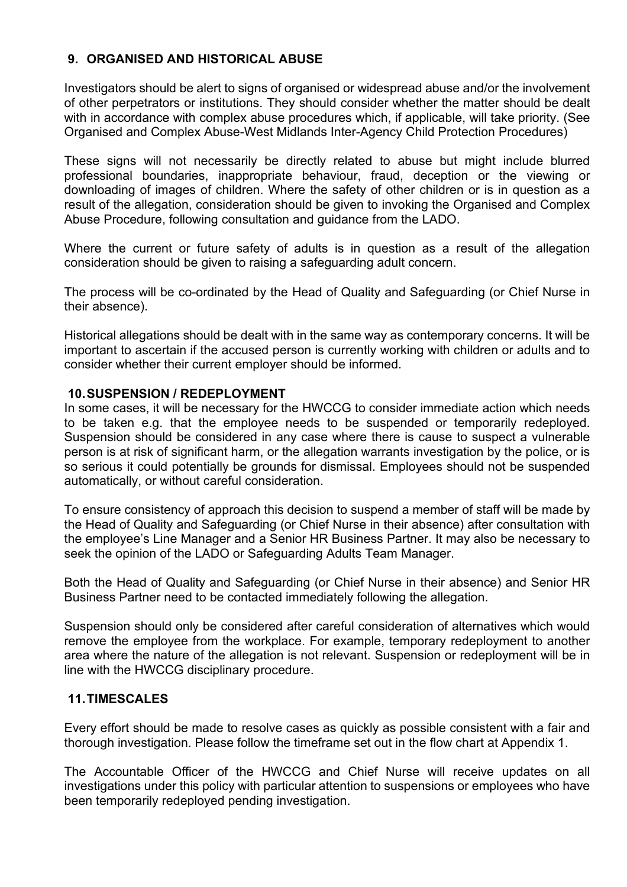## 9. ORGANISED AND HISTORICAL ABUSE

Investigators should be alert to signs of organised or widespread abuse and/or the involvement of other perpetrators or institutions. They should consider whether the matter should be dealt with in accordance with complex abuse procedures which, if applicable, will take priority. (See Organised and Complex Abuse-West Midlands Inter-Agency Child Protection Procedures)

These signs will not necessarily be directly related to abuse but might include blurred professional boundaries, inappropriate behaviour, fraud, deception or the viewing or downloading of images of children. Where the safety of other children or is in question as a result of the allegation, consideration should be given to invoking the Organised and Complex Abuse Procedure, following consultation and guidance from the LADO.

Where the current or future safety of adults is in question as a result of the allegation consideration should be given to raising a safeguarding adult concern.

The process will be co-ordinated by the Head of Quality and Safeguarding (or Chief Nurse in their absence).

Historical allegations should be dealt with in the same way as contemporary concerns. It will be important to ascertain if the accused person is currently working with children or adults and to consider whether their current employer should be informed.

## 10. SUSPENSION / REDEPLOYMENT

In some cases, it will be necessary for the HWCCG to consider immediate action which needs to be taken e.g. that the employee needs to be suspended or temporarily redeployed. Suspension should be considered in any case where there is cause to suspect a vulnerable person is at risk of significant harm, or the allegation warrants investigation by the police, or is so serious it could potentially be grounds for dismissal. Employees should not be suspended automatically, or without careful consideration.

To ensure consistency of approach this decision to suspend a member of staff will be made by the Head of Quality and Safeguarding (or Chief Nurse in their absence) after consultation with the employee's Line Manager and a Senior HR Business Partner. It may also be necessary to seek the opinion of the LADO or Safeguarding Adults Team Manager.

Both the Head of Quality and Safeguarding (or Chief Nurse in their absence) and Senior HR Business Partner need to be contacted immediately following the allegation.

Suspension should only be considered after careful consideration of alternatives which would remove the employee from the workplace. For example, temporary redeployment to another area where the nature of the allegation is not relevant. Suspension or redeployment will be in line with the HWCCG disciplinary procedure.

## 11. TIMESCALES

Every effort should be made to resolve cases as quickly as possible consistent with a fair and thorough investigation. Please follow the timeframe set out in the flow chart at Appendix 1.

The Accountable Officer of the HWCCG and Chief Nurse will receive updates on all investigations under this policy with particular attention to suspensions or employees who have been temporarily redeployed pending investigation.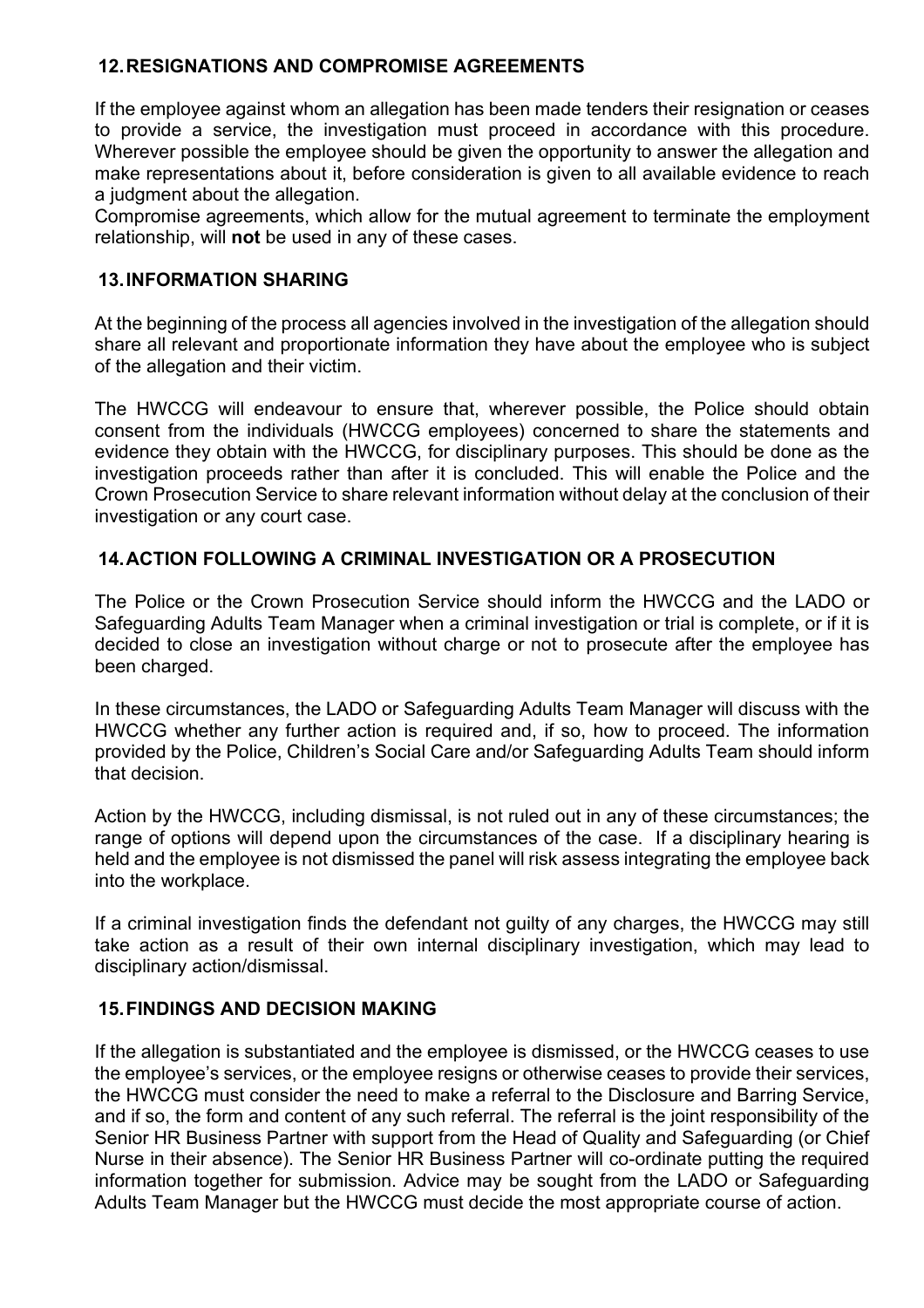## 12. RESIGNATIONS AND COMPROMISE AGREEMENTS

If the employee against whom an allegation has been made tenders their resignation or ceases to provide a service, the investigation must proceed in accordance with this procedure. Wherever possible the employee should be given the opportunity to answer the allegation and make representations about it, before consideration is given to all available evidence to reach a judgment about the allegation.

Compromise agreements, which allow for the mutual agreement to terminate the employment relationship, will **not** be used in any of these cases.

## 13. INFORMATION SHARING

At the beginning of the process all agencies involved in the investigation of the allegation should share all relevant and proportionate information they have about the employee who is subject of the allegation and their victim.

The HWCCG will endeavour to ensure that, wherever possible, the Police should obtain consent from the individuals (HWCCG employees) concerned to share the statements and evidence they obtain with the HWCCG, for disciplinary purposes. This should be done as the investigation proceeds rather than after it is concluded. This will enable the Police and the Crown Prosecution Service to share relevant information without delay at the conclusion of their investigation or any court case.

## 14. ACTION FOLLOWING A CRIMINAL INVESTIGATION OR A PROSECUTION

The Police or the Crown Prosecution Service should inform the HWCCG and the LADO or Safeguarding Adults Team Manager when a criminal investigation or trial is complete, or if it is decided to close an investigation without charge or not to prosecute after the employee has been charged.

In these circumstances, the LADO or Safeguarding Adults Team Manager will discuss with the HWCCG whether any further action is required and, if so, how to proceed. The information provided by the Police, Children's Social Care and/or Safeguarding Adults Team should inform that decision.

Action by the HWCCG, including dismissal, is not ruled out in any of these circumstances; the range of options will depend upon the circumstances of the case. If a disciplinary hearing is held and the employee is not dismissed the panel will risk assess integrating the employee back into the workplace.

If a criminal investigation finds the defendant not guilty of any charges, the HWCCG may still take action as a result of their own internal disciplinary investigation, which may lead to disciplinary action/dismissal.

## 15. FINDINGS AND DECISION MAKING

If the allegation is substantiated and the employee is dismissed, or the HWCCG ceases to use the employee's services, or the employee resigns or otherwise ceases to provide their services, the HWCCG must consider the need to make a referral to the Disclosure and Barring Service, and if so, the form and content of any such referral. The referral is the joint responsibility of the Senior HR Business Partner with support from the Head of Quality and Safeguarding (or Chief Nurse in their absence). The Senior HR Business Partner will co-ordinate putting the required information together for submission. Advice may be sought from the LADO or Safeguarding Adults Team Manager but the HWCCG must decide the most appropriate course of action.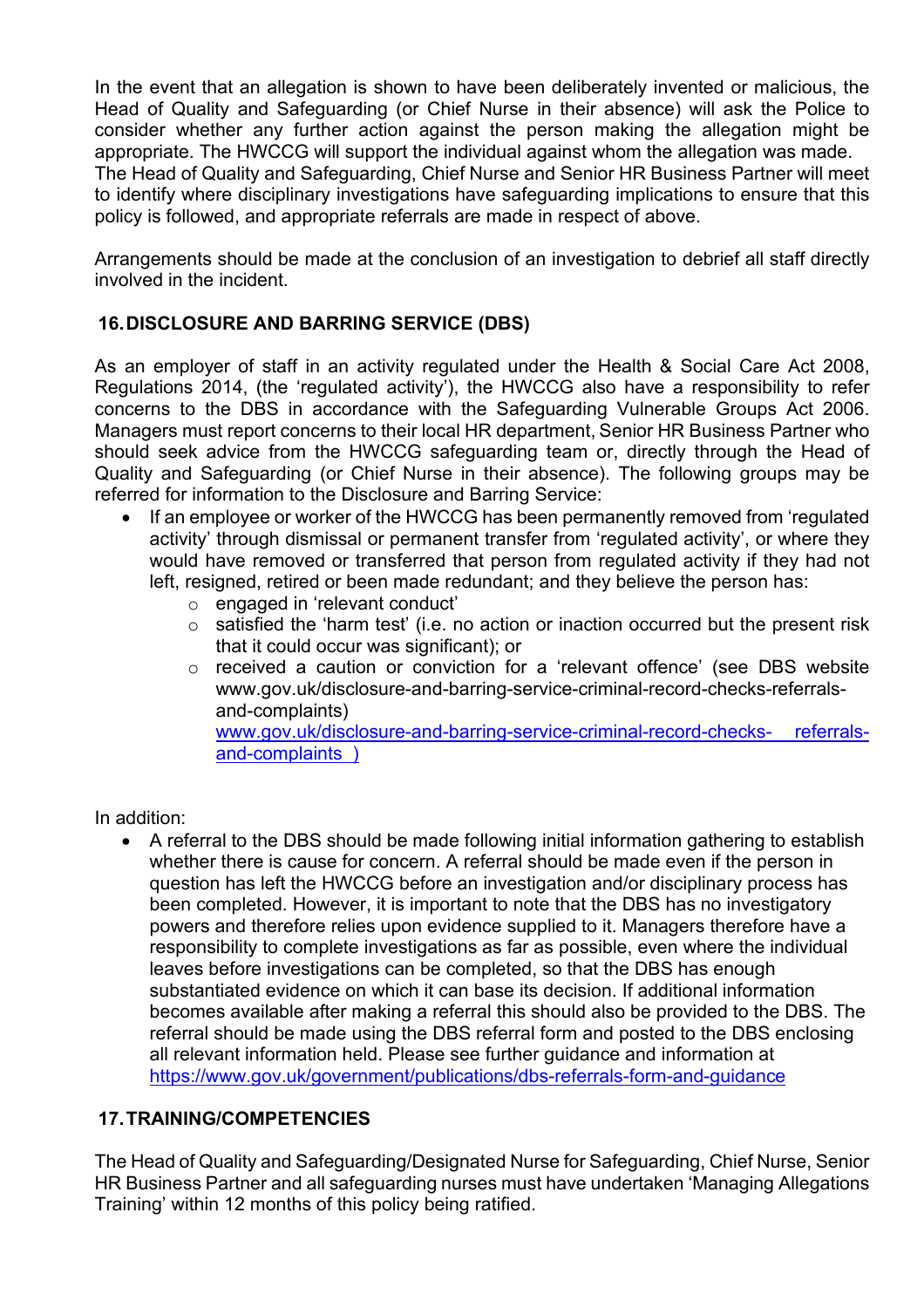In the event that an allegation is shown to have been deliberately invented or malicious, the Head of Quality and Safeguarding (or Chief Nurse in their absence) will ask the Police to consider whether any further action against the person making the allegation might be appropriate. The HWCCG will support the individual against whom the allegation was made. The Head of Quality and Safeguarding, Chief Nurse and Senior HR Business Partner will meet to identify where disciplinary investigations have safeguarding implications to ensure that this policy is followed, and appropriate referrals are made in respect of above.

Arrangements should be made at the conclusion of an investigation to debrief all staff directly involved in the incident.

## 16. DISCLOSURE AND BARRING SERVICE (DBS)

As an employer of staff in an activity regulated under the Health & Social Care Act 2008, Regulations 2014, (the 'regulated activity'), the HWCCG also have a responsibility to refer concerns to the DBS in accordance with the Safeguarding Vulnerable Groups Act 2006. Managers must report concerns to their local HR department, Senior HR Business Partner who should seek advice from the HWCCG safeguarding team or, directly through the Head of Quality and Safeguarding (or Chief Nurse in their absence). The following groups may be referred for information to the Disclosure and Barring Service:

- If an employee or worker of the HWCCG has been permanently removed from 'regulated activity' through dismissal or permanent transfer from 'regulated activity', or where they would have removed or transferred that person from regulated activity if they had not left, resigned, retired or been made redundant; and they believe the person has:
  - engaged in 'relevant conduct'
  - satisfied the 'harm test' (i.e. no action or inaction occurred but the present risk that it could occur was significant); or
  - received a caution or conviction for a 'relevant offence' (see DBS website www.gov.uk/disclosure-and-barring-service-criminal-record-checks-referrals-and-complaints) [www.gov.uk/disclosure-and-barring-service-criminal-record-checks- referrals-and-complaints )](www.gov.uk/disclosure-and-barring-service-criminal-record-checks-referrals-and-complaints)

In addition:

- A referral to the DBS should be made following initial information gathering to establish whether there is cause for concern. A referral should be made even if the person in question has left the HWCCG before an investigation and/or disciplinary process has been completed. However, it is important to note that the DBS has no investigatory powers and therefore relies upon evidence supplied to it. Managers therefore have a responsibility to complete investigations as far as possible, even where the individual leaves before investigations can be completed, so that the DBS has enough substantiated evidence on which it can base its decision. If additional information becomes available after making a referral this should also be provided to the DBS. The referral should be made using the DBS referral form and posted to the DBS enclosing all relevant information held. Please see further guidance and information at [https://www.gov.uk/government/publications/dbs-referrals-form-and-guidance](https://www.gov.uk/government/publications/dbs-referrals-form-and-guidance)

## 17. TRAINING/COMPETENCIES

The Head of Quality and Safeguarding/Designated Nurse for Safeguarding, Chief Nurse, Senior HR Business Partner and all safeguarding nurses must have undertaken 'Managing Allegations Training' within 12 months of this policy being ratified.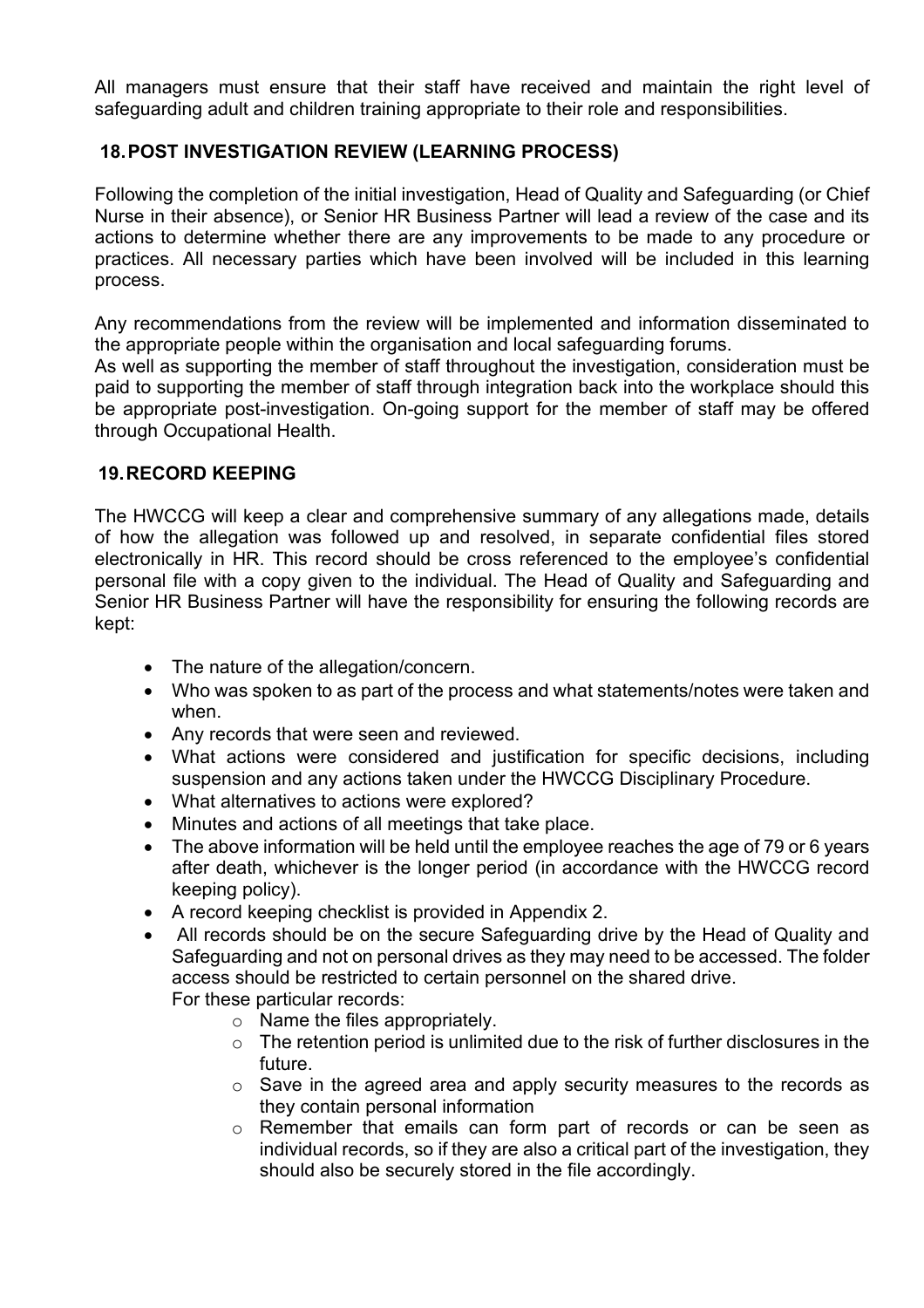All managers must ensure that their staff have received and maintain the right level of safeguarding adult and children training appropriate to their role and responsibilities.

## 18. POST INVESTIGATION REVIEW (LEARNING PROCESS)

Following the completion of the initial investigation, Head of Quality and Safeguarding (or Chief Nurse in their absence), or Senior HR Business Partner will lead a review of the case and its actions to determine whether there are any improvements to be made to any procedure or practices. All necessary parties which have been involved will be included in this learning process.

Any recommendations from the review will be implemented and information disseminated to the appropriate people within the organisation and local safeguarding forums.
As well as supporting the member of staff throughout the investigation, consideration must be paid to supporting the member of staff through integration back into the workplace should this be appropriate post-investigation. On-going support for the member of staff may be offered through Occupational Health.

## 19. RECORD KEEPING

The HWCCG will keep a clear and comprehensive summary of any allegations made, details of how the allegation was followed up and resolved, in separate confidential files stored electronically in HR. This record should be cross referenced to the employee's confidential personal file with a copy given to the individual. The Head of Quality and Safeguarding and Senior HR Business Partner will have the responsibility for ensuring the following records are kept:

- The nature of the allegation/concern.
- Who was spoken to as part of the process and what statements/notes were taken and when.
- Any records that were seen and reviewed.
- What actions were considered and justification for specific decisions, including suspension and any actions taken under the HWCCG Disciplinary Procedure.
- What alternatives to actions were explored?
- Minutes and actions of all meetings that take place.
- The above information will be held until the employee reaches the age of 79 or 6 years after death, whichever is the longer period (in accordance with the HWCCG record keeping policy).
- A record keeping checklist is provided in Appendix 2.
- All records should be on the secure Safeguarding drive by the Head of Quality and Safeguarding and not on personal drives as they may need to be accessed. The folder access should be restricted to certain personnel on the shared drive.
  For these particular records:
    - Name the files appropriately.
    - The retention period is unlimited due to the risk of further disclosures in the future.
    - Save in the agreed area and apply security measures to the records as they contain personal information
    - Remember that emails can form part of records or can be seen as individual records, so if they are also a critical part of the investigation, they should also be securely stored in the file accordingly.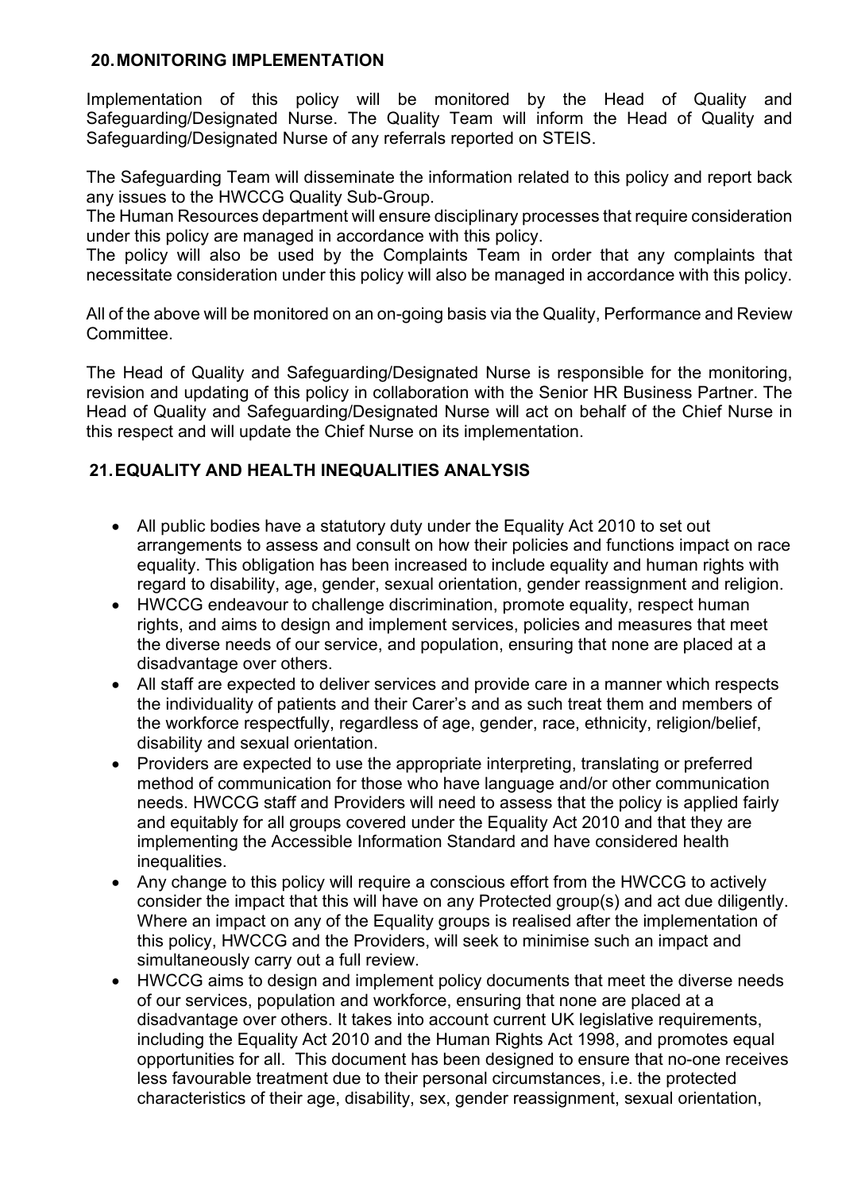## 20. MONITORING IMPLEMENTATION

Implementation of this policy will be monitored by the Head of Quality and Safeguarding/Designated Nurse. The Quality Team will inform the Head of Quality and Safeguarding/Designated Nurse of any referrals reported on STEIS.

The Safeguarding Team will disseminate the information related to this policy and report back any issues to the HWCCG Quality Sub-Group.
The Human Resources department will ensure disciplinary processes that require consideration under this policy are managed in accordance with this policy.
The policy will also be used by the Complaints Team in order that any complaints that necessitate consideration under this policy will also be managed in accordance with this policy.

All of the above will be monitored on an on-going basis via the Quality, Performance and Review Committee.

The Head of Quality and Safeguarding/Designated Nurse is responsible for the monitoring, revision and updating of this policy in collaboration with the Senior HR Business Partner. The Head of Quality and Safeguarding/Designated Nurse will act on behalf of the Chief Nurse in this respect and will update the Chief Nurse on its implementation.

## 21. EQUALITY AND HEALTH INEQUALITIES ANALYSIS

- All public bodies have a statutory duty under the Equality Act 2010 to set out arrangements to assess and consult on how their policies and functions impact on race equality. This obligation has been increased to include equality and human rights with regard to disability, age, gender, sexual orientation, gender reassignment and religion.
- HWCCG endeavour to challenge discrimination, promote equality, respect human rights, and aims to design and implement services, policies and measures that meet the diverse needs of our service, and population, ensuring that none are placed at a disadvantage over others.
- All staff are expected to deliver services and provide care in a manner which respects the individuality of patients and their Carer's and as such treat them and members of the workforce respectfully, regardless of age, gender, race, ethnicity, religion/belief, disability and sexual orientation.
- Providers are expected to use the appropriate interpreting, translating or preferred method of communication for those who have language and/or other communication needs. HWCCG staff and Providers will need to assess that the policy is applied fairly and equitably for all groups covered under the Equality Act 2010 and that they are implementing the Accessible Information Standard and have considered health inequalities.
- Any change to this policy will require a conscious effort from the HWCCG to actively consider the impact that this will have on any Protected group(s) and act due diligently. Where an impact on any of the Equality groups is realised after the implementation of this policy, HWCCG and the Providers, will seek to minimise such an impact and simultaneously carry out a full review.
- HWCCG aims to design and implement policy documents that meet the diverse needs of our services, population and workforce, ensuring that none are placed at a disadvantage over others. It takes into account current UK legislative requirements, including the Equality Act 2010 and the Human Rights Act 1998, and promotes equal opportunities for all. This document has been designed to ensure that no-one receives less favourable treatment due to their personal circumstances, i.e. the protected characteristics of their age, disability, sex, gender reassignment, sexual orientation,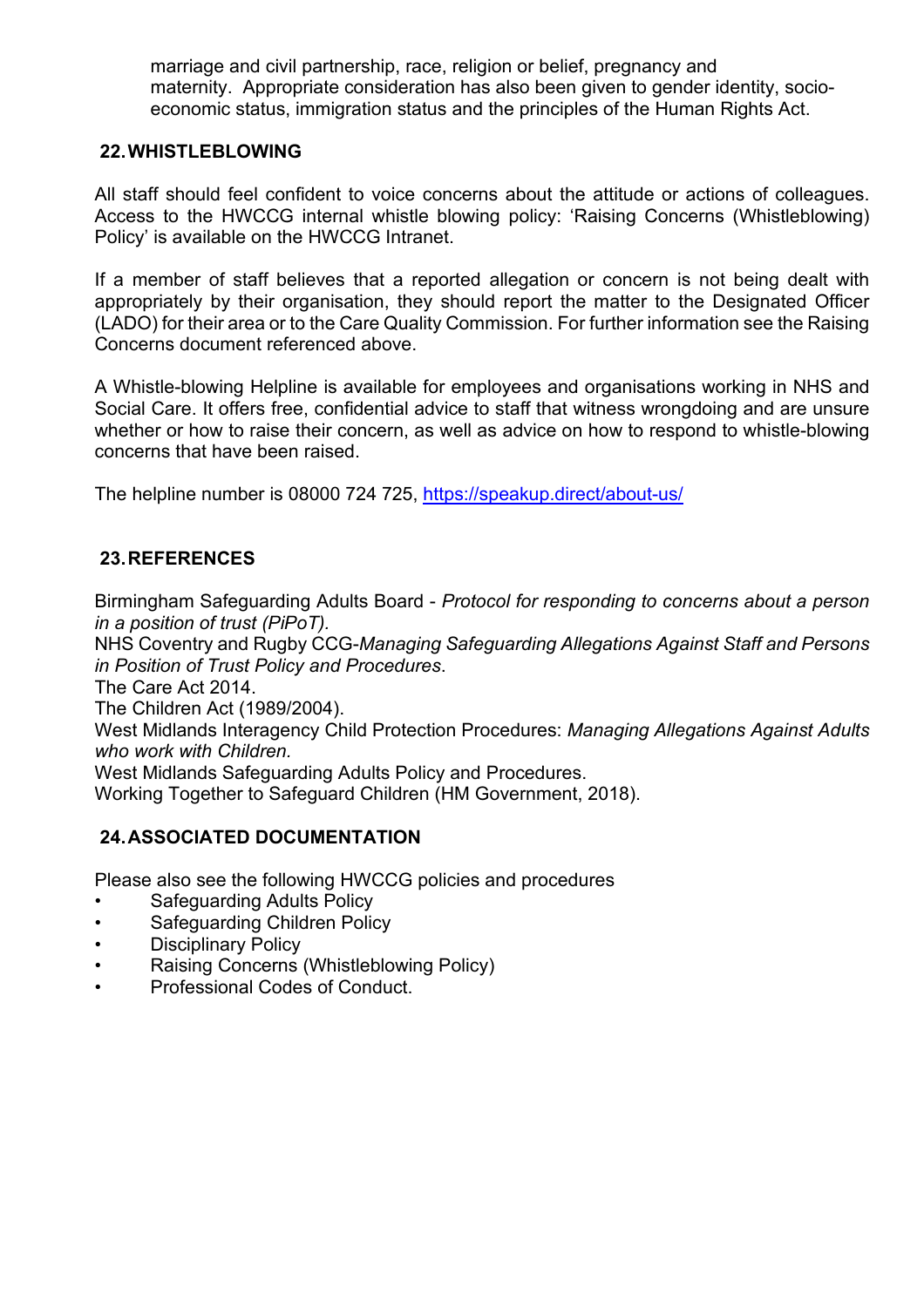marriage and civil partnership, race, religion or belief, pregnancy and maternity. Appropriate consideration has also been given to gender identity, socio-economic status, immigration status and the principles of the Human Rights Act.

## 22. WHISTLEBLOWING

All staff should feel confident to voice concerns about the attitude or actions of colleagues. Access to the HWCCG internal whistle blowing policy: 'Raising Concerns (Whistleblowing) Policy' is available on the HWCCG Intranet.

If a member of staff believes that a reported allegation or concern is not being dealt with appropriately by their organisation, they should report the matter to the Designated Officer (LADO) for their area or to the Care Quality Commission. For further information see the Raising Concerns document referenced above.

A Whistle-blowing Helpline is available for employees and organisations working in NHS and Social Care. It offers free, confidential advice to staff that witness wrongdoing and are unsure whether or how to raise their concern, as well as advice on how to respond to whistle-blowing concerns that have been raised.

The helpline number is 08000 724 725, [https://speakup.direct/about-us/](https://speakup.direct/about-us/)

## 23. REFERENCES

Birmingham Safeguarding Adults Board - *Protocol for responding to concerns about a person in a position of trust (PiPoT).*
NHS Coventry and Rugby CCG-*Managing Safeguarding Allegations Against Staff and Persons in Position of Trust Policy and Procedures*.
The Care Act 2014.
The Children Act (1989/2004).
West Midlands Interagency Child Protection Procedures: *Managing Allegations Against Adults who work with Children.*
West Midlands Safeguarding Adults Policy and Procedures.
Working Together to Safeguard Children (HM Government, 2018).

## 24. ASSOCIATED DOCUMENTATION

Please also see the following HWCCG policies and procedures

- Safeguarding Adults Policy
- Safeguarding Children Policy
- Disciplinary Policy
- Raising Concerns (Whistleblowing Policy)
- Professional Codes of Conduct.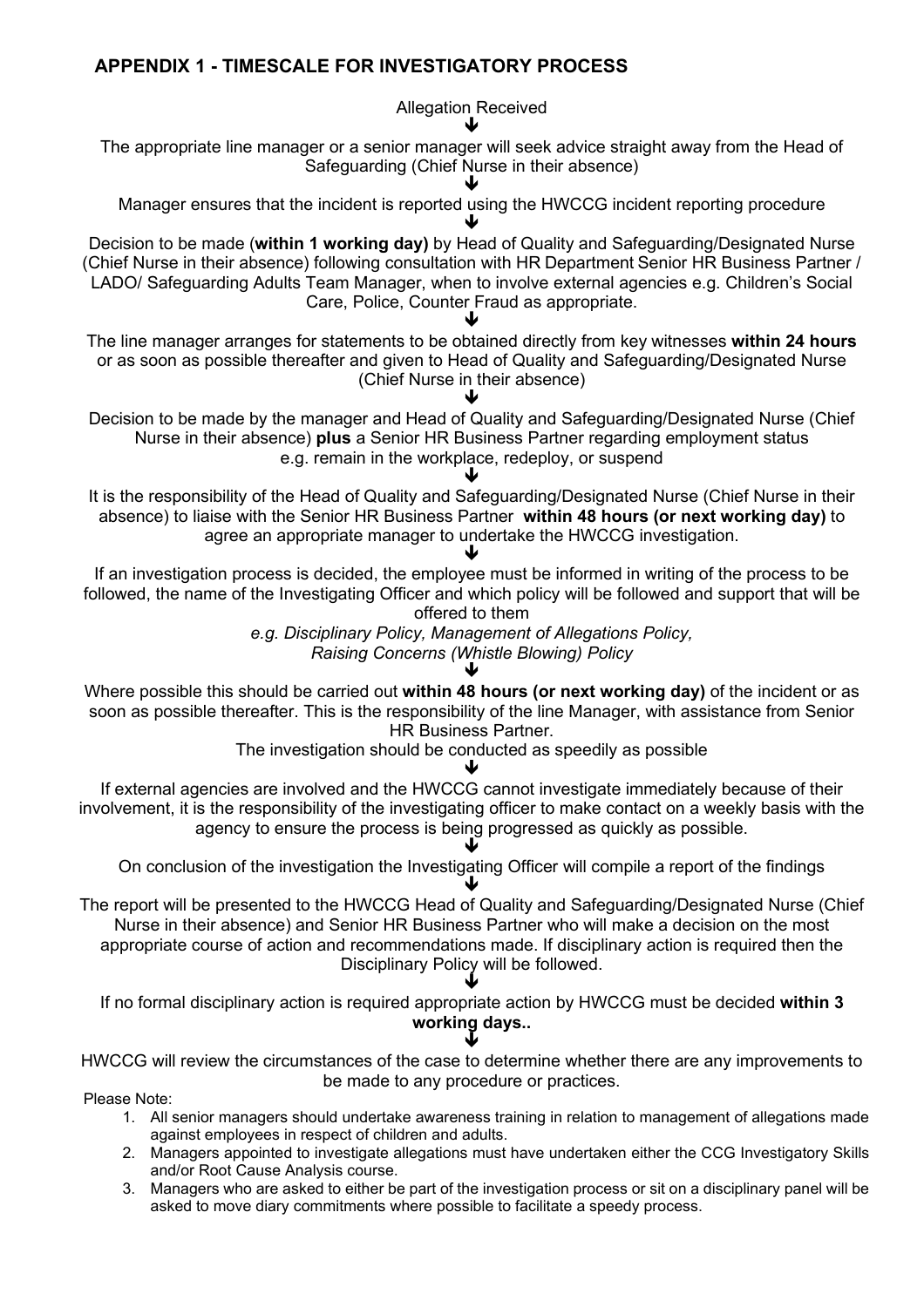## APPENDIX 1 - TIMESCALE FOR INVESTIGATORY PROCESS

Allegation Received

↓

The appropriate line manager or a senior manager will seek advice straight away from the Head of Safeguarding (Chief Nurse in their absence)

↓

Manager ensures that the incident is reported using the HWCCG incident reporting procedure

↓

Decision to be made (**within 1 working day)** by Head of Quality and Safeguarding/Designated Nurse (Chief Nurse in their absence) following consultation with HR Department Senior HR Business Partner / LADO/ Safeguarding Adults Team Manager, when to involve external agencies e.g. Children's Social Care, Police, Counter Fraud as appropriate.

↓

The line manager arranges for statements to be obtained directly from key witnesses **within 24 hours** or as soon as possible thereafter and given to Head of Quality and Safeguarding/Designated Nurse (Chief Nurse in their absence)

↓

Decision to be made by the manager and Head of Quality and Safeguarding/Designated Nurse (Chief Nurse in their absence) **plus** a Senior HR Business Partner regarding employment status e.g. remain in the workplace, redeploy, or suspend

↓

It is the responsibility of the Head of Quality and Safeguarding/Designated Nurse (Chief Nurse in their absence) to liaise with the Senior HR Business Partner **within 48 hours (or next working day)** to agree an appropriate manager to undertake the HWCCG investigation.

↓

If an investigation process is decided, the employee must be informed in writing of the process to be followed, the name of the Investigating Officer and which policy will be followed and support that will be offered to them

*e.g. Disciplinary Policy, Management of Allegations Policy, Raising Concerns (Whistle Blowing) Policy*

↓

Where possible this should be carried out **within 48 hours (or next working day)** of the incident or as soon as possible thereafter. This is the responsibility of the line Manager, with assistance from Senior HR Business Partner.

The investigation should be conducted as speedily as possible

↓

If external agencies are involved and the HWCCG cannot investigate immediately because of their involvement, it is the responsibility of the investigating officer to make contact on a weekly basis with the agency to ensure the process is being progressed as quickly as possible.

↓

On conclusion of the investigation the Investigating Officer will compile a report of the findings

↓

The report will be presented to the HWCCG Head of Quality and Safeguarding/Designated Nurse (Chief Nurse in their absence) and Senior HR Business Partner who will make a decision on the most appropriate course of action and recommendations made. If disciplinary action is required then the Disciplinary Policy will be followed.

↓

If no formal disciplinary action is required appropriate action by HWCCG must be decided **within 3 working days..**

↓

HWCCG will review the circumstances of the case to determine whether there are any improvements to be made to any procedure or practices.

Please Note:

1. All senior managers should undertake awareness training in relation to management of allegations made against employees in respect of children and adults.
2. Managers appointed to investigate allegations must have undertaken either the CCG Investigatory Skills and/or Root Cause Analysis course.
3. Managers who are asked to either be part of the investigation process or sit on a disciplinary panel will be asked to move diary commitments where possible to facilitate a speedy process.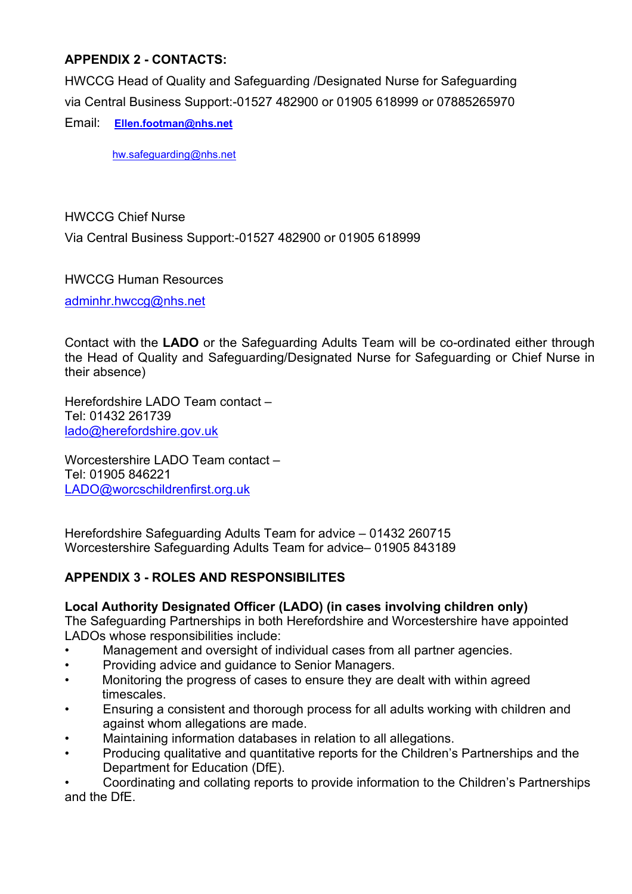## APPENDIX 2 - CONTACTS:

HWCCG Head of Quality and Safeguarding /Designated Nurse for Safeguarding
via Central Business Support:-01527 482900 or 01905 618999 or 07885265970

Email: **Ellen.footman@nhs.net**

hw.safeguarding@nhs.net

HWCCG Chief Nurse
Via Central Business Support:-01527 482900 or 01905 618999

HWCCG Human Resources
adminhr.hwccg@nhs.net

Contact with the **LADO** or the Safeguarding Adults Team will be co-ordinated either through the Head of Quality and Safeguarding/Designated Nurse for Safeguarding or Chief Nurse in their absence)

Herefordshire LADO Team contact –
Tel: 01432 261739
lado@herefordshire.gov.uk

Worcestershire LADO Team contact –
Tel: 01905 846221
LADO@worcschildrenfirst.org.uk

Herefordshire Safeguarding Adults Team for advice – 01432 260715
Worcestershire Safeguarding Adults Team for advice– 01905 843189

## APPENDIX 3 - ROLES AND RESPONSIBILITES

**Local Authority Designated Officer (LADO) (in cases involving children only)**
The Safeguarding Partnerships in both Herefordshire and Worcestershire have appointed LADOs whose responsibilities include:

- Management and oversight of individual cases from all partner agencies.
- Providing advice and guidance to Senior Managers.
- Monitoring the progress of cases to ensure they are dealt with within agreed timescales.
- Ensuring a consistent and thorough process for all adults working with children and against whom allegations are made.
- Maintaining information databases in relation to all allegations.
- Producing qualitative and quantitative reports for the Children's Partnerships and the Department for Education (DfE).
- Coordinating and collating reports to provide information to the Children's Partnerships and the DfE.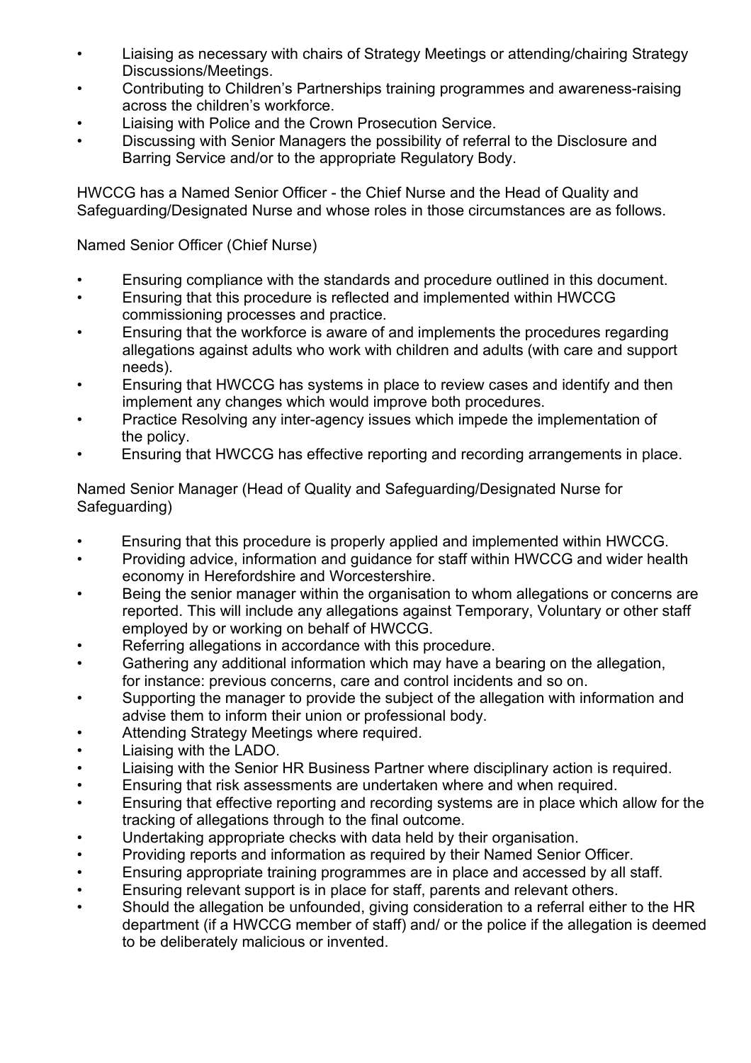- Liaising as necessary with chairs of Strategy Meetings or attending/chairing Strategy Discussions/Meetings.
- Contributing to Children's Partnerships training programmes and awareness-raising across the children's workforce.
- Liaising with Police and the Crown Prosecution Service.
- Discussing with Senior Managers the possibility of referral to the Disclosure and Barring Service and/or to the appropriate Regulatory Body.

HWCCG has a Named Senior Officer - the Chief Nurse and the Head of Quality and Safeguarding/Designated Nurse and whose roles in those circumstances are as follows.

Named Senior Officer (Chief Nurse)

- Ensuring compliance with the standards and procedure outlined in this document.
- Ensuring that this procedure is reflected and implemented within HWCCG commissioning processes and practice.
- Ensuring that the workforce is aware of and implements the procedures regarding allegations against adults who work with children and adults (with care and support needs).
- Ensuring that HWCCG has systems in place to review cases and identify and then implement any changes which would improve both procedures.
- Practice Resolving any inter-agency issues which impede the implementation of the policy.
- Ensuring that HWCCG has effective reporting and recording arrangements in place.

Named Senior Manager (Head of Quality and Safeguarding/Designated Nurse for Safeguarding)

- Ensuring that this procedure is properly applied and implemented within HWCCG.
- Providing advice, information and guidance for staff within HWCCG and wider health economy in Herefordshire and Worcestershire.
- Being the senior manager within the organisation to whom allegations or concerns are reported. This will include any allegations against Temporary, Voluntary or other staff employed by or working on behalf of HWCCG.
- Referring allegations in accordance with this procedure.
- Gathering any additional information which may have a bearing on the allegation, for instance: previous concerns, care and control incidents and so on.
- Supporting the manager to provide the subject of the allegation with information and advise them to inform their union or professional body.
- Attending Strategy Meetings where required.
- Liaising with the LADO.
- Liaising with the Senior HR Business Partner where disciplinary action is required.
- Ensuring that risk assessments are undertaken where and when required.
- Ensuring that effective reporting and recording systems are in place which allow for the tracking of allegations through to the final outcome.
- Undertaking appropriate checks with data held by their organisation.
- Providing reports and information as required by their Named Senior Officer.
- Ensuring appropriate training programmes are in place and accessed by all staff.
- Ensuring relevant support is in place for staff, parents and relevant others.
- Should the allegation be unfounded, giving consideration to a referral either to the HR department (if a HWCCG member of staff) and/ or the police if the allegation is deemed to be deliberately malicious or invented.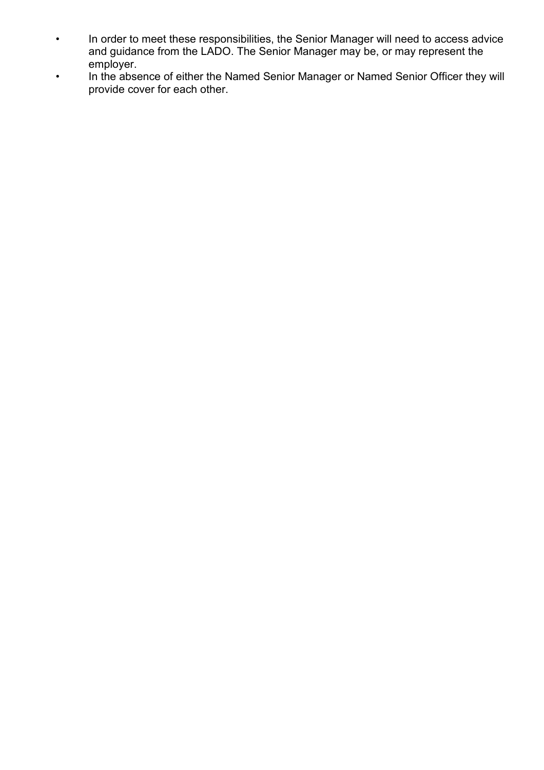- In order to meet these responsibilities, the Senior Manager will need to access advice and guidance from the LADO. The Senior Manager may be, or may represent the employer.
- In the absence of either the Named Senior Manager or Named Senior Officer they will provide cover for each other.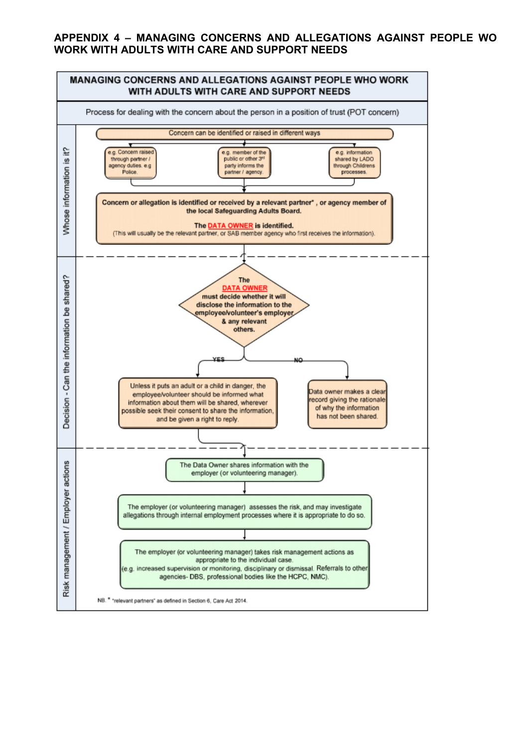# APPENDIX 4 – MANAGING CONCERNS AND ALLEGATIONS AGAINST PEOPLE WO WORK WITH ADULTS WITH CARE AND SUPPORT NEEDS

## MANAGING CONCERNS AND ALLEGATIONS AGAINST PEOPLE WHO WORK WITH ADULTS WITH CARE AND SUPPORT NEEDS

Process for dealing with the concern about the person in a position of trust (POT concern)

### Whose information is it?

Concern can be identified or raised in different ways

- e.g. Concern raised through partner / agency duties. e.g Police.
- e.g. member of the public or other 3rd party informs the partner / agency.
- e.g. information shared by LADO through Childrens processes.

**Concern or allegation is identified or received by a relevant partner\* , or agency member of the local Safeguarding Adults Board.**

**The DATA OWNER is identified.**

(This will usually be the relevant partner, or SAB member agency who first receives the information).

### Decision - Can the information be shared?

**The DATA OWNER must decide whether it will disclose the information to the employee/volunteer's employer & any relevant others.**

- **YES:** Unless it puts an adult or a child in danger, the employee/volunteer should be informed what information about them will be shared, wherever possible seek their consent to share the information, and be given a right to reply.
- **NO:** Data owner makes a clear record giving the rationale of why the information has not been shared.

### Risk management / Employer actions

The Data Owner shares information with the employer (or volunteering manager).

The employer (or volunteering manager) assesses the risk, and may investigate allegations through internal employment processes where it is appropriate to do so.

The employer (or volunteering manager) takes risk management actions as appropriate to the individual case. (e.g. increased supervision or monitoring, disciplinary or dismissal. Referrals to other agencies- DBS, professional bodies like the HCPC, NMC).

NB. \* "relevant partners" as defined in Section 6, Care Act 2014.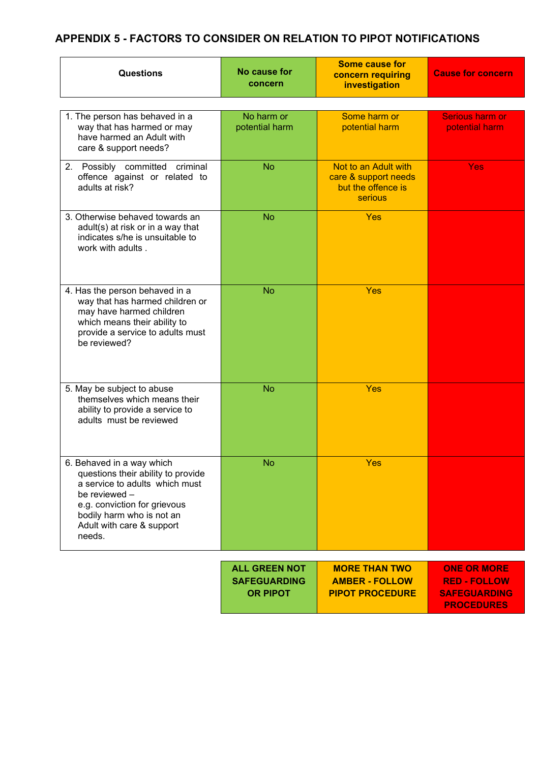## APPENDIX 5 - FACTORS TO CONSIDER ON RELATION TO PIPOT NOTIFICATIONS

| Questions | No cause for concern | Some cause for concern requiring investigation | Cause for concern |
|---|---|---|---|
| 1. The person has behaved in a way that has harmed or may have harmed an Adult with care & support needs? | No harm or potential harm | Some harm or potential harm | Serious harm or potential harm |
| 2. Possibly committed criminal offence against or related to adults at risk? | No | Not to an Adult with care & support needs but the offence is serious | Yes |
| 3. Otherwise behaved towards an adult(s) at risk or in a way that indicates s/he is unsuitable to work with adults . | No | Yes | |
| 4. Has the person behaved in a way that has harmed children or may have harmed children which means their ability to provide a service to adults must be reviewed? | No | Yes | |
| 5. May be subject to abuse themselves which means their ability to provide a service to adults must be reviewed | No | Yes | |
| 6. Behaved in a way which questions their ability to provide a service to adults which must be reviewed – e.g. conviction for grievous bodily harm who is not an Adult with care & support needs. | No | Yes | |
| | **ALL GREEN NOT SAFEGUARDING OR PIPOT** | **MORE THAN TWO AMBER - FOLLOW PIPOT PROCEDURE** | **ONE OR MORE RED - FOLLOW SAFEGUARDING PROCEDURES** |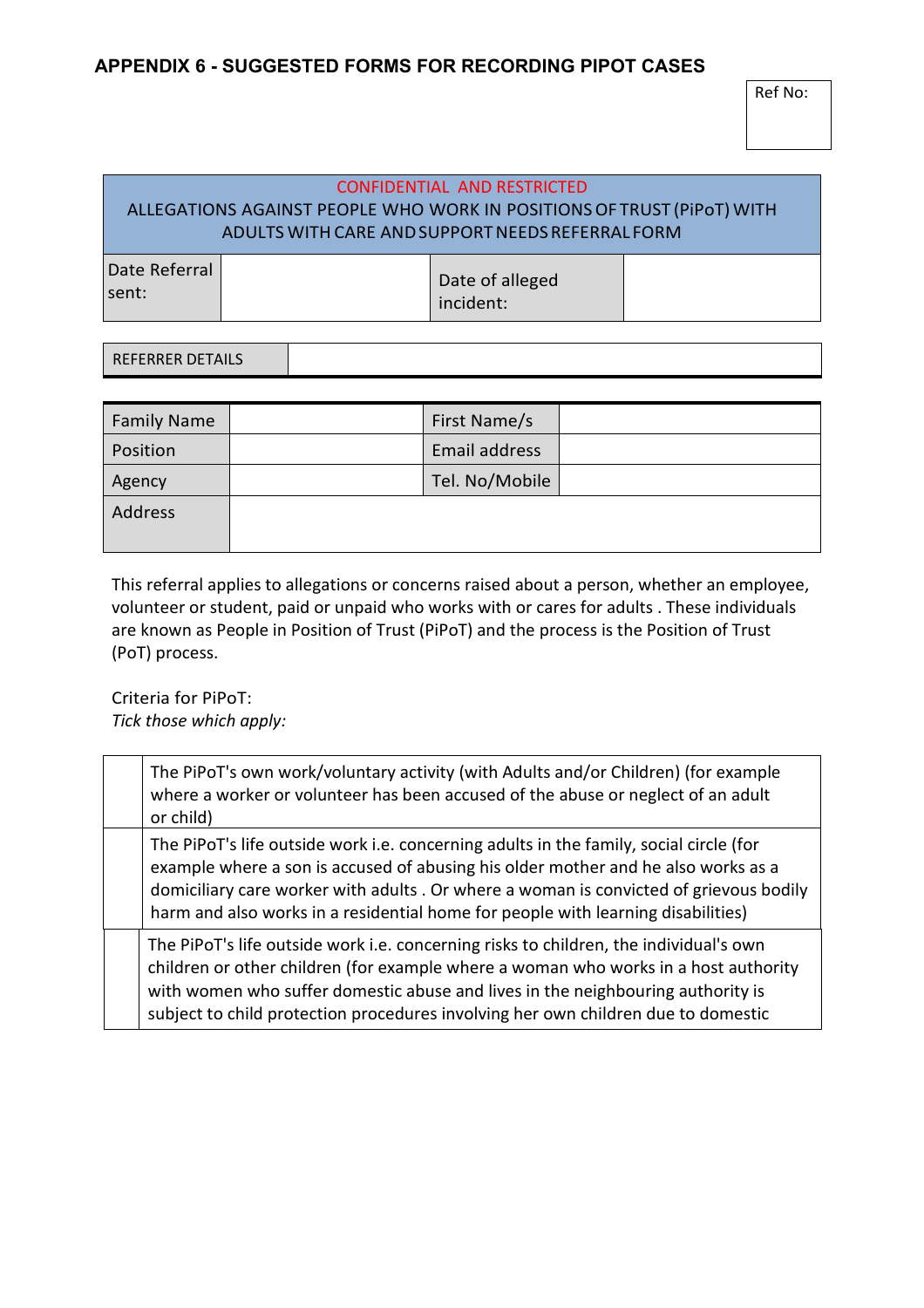## APPENDIX 6 - SUGGESTED FORMS FOR RECORDING PIPOT CASES

| Ref No: |
|---|
| |

| CONFIDENTIAL AND RESTRICTED<br>ALLEGATIONS AGAINST PEOPLE WHO WORK IN POSITIONS OF TRUST (PiPoT) WITH ADULTS WITH CARE AND SUPPORT NEEDS REFERRAL FORM | | | |
|---|---|---|---|
| Date Referral sent: | | Date of alleged incident: | |

| REFERRER DETAILS | |
|---|---|

| Family Name | | First Name/s | |
|---|---|---|---|
| Position | | Email address | |
| Agency | | Tel. No/Mobile | |
| Address | | | |

This referral applies to allegations or concerns raised about a person, whether an employee, volunteer or student, paid or unpaid who works with or cares for adults . These individuals are known as People in Position of Trust (PiPoT) and the process is the Position of Trust (PoT) process.

Criteria for PiPoT:
*Tick those which apply:*

| | |
|---|---|
| | The PiPoT's own work/voluntary activity (with Adults and/or Children) (for example where a worker or volunteer has been accused of the abuse or neglect of an adult or child) |
| | The PiPoT's life outside work i.e. concerning adults in the family, social circle (for example where a son is accused of abusing his older mother and he also works as a domiciliary care worker with adults . Or where a woman is convicted of grievous bodily harm and also works in a residential home for people with learning disabilities) |
| | The PiPoT's life outside work i.e. concerning risks to children, the individual's own children or other children (for example where a woman who works in a host authority with women who suffer domestic abuse and lives in the neighbouring authority is subject to child protection procedures involving her own children due to domestic |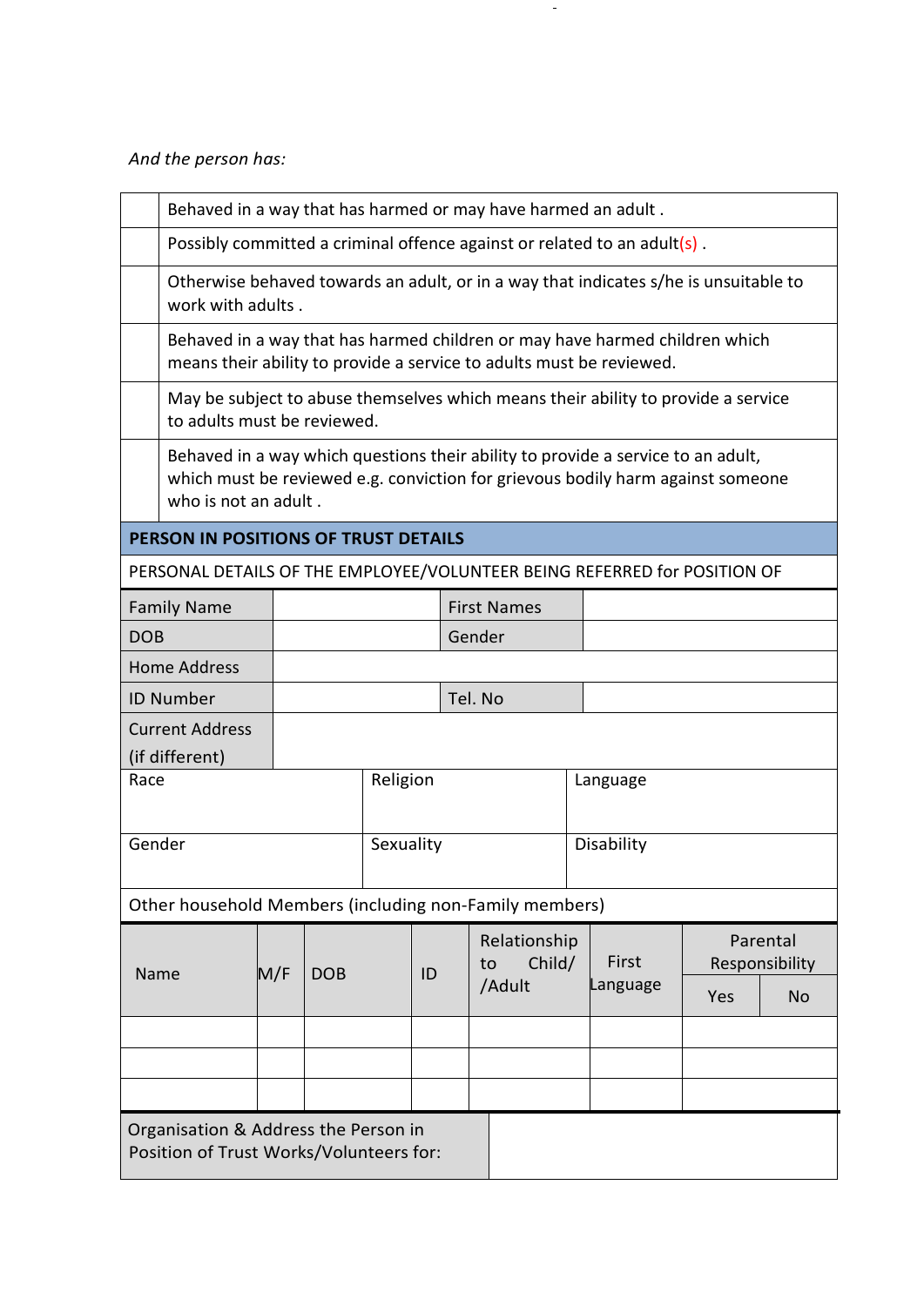*And the person has:*

| | |
|---|---|
| | Behaved in a way that has harmed or may have harmed an adult . |
| | Possibly committed a criminal offence against or related to an adult(s) . |
| | Otherwise behaved towards an adult, or in a way that indicates s/he is unsuitable to work with adults . |
| | Behaved in a way that has harmed children or may have harmed children which means their ability to provide a service to adults must be reviewed. |
| | May be subject to abuse themselves which means their ability to provide a service to adults must be reviewed. |
| | Behaved in a way which questions their ability to provide a service to an adult, which must be reviewed e.g. conviction for grievous bodily harm against someone who is not an adult . |

**PERSON IN POSITIONS OF TRUST DETAILS**

PERSONAL DETAILS OF THE EMPLOYEE/VOLUNTEER BEING REFERRED for POSITION OF

| | | | |
|---|---|---|---|
| Family Name | | First Names | |
| DOB | | Gender | |
| Home Address | | | |
| ID Number | | Tel. No | |
| Current Address (if different) | | | |

| | | |
|---|---|---|
| Race | Religion | Language |
| Gender | Sexuality | Disability |

Other household Members (including non-Family members)

| Name | M/F | DOB | ID | Relationship to Child/ /Adult | First Language | Parental Responsibility | |
|---|---|---|---|---|---|---|---|
| | | | | | | Yes | No |
| | | | | | | | |
| | | | | | | | |
| | | | | | | | |

| | |
|---|---|
| Organisation & Address the Person in Position of Trust Works/Volunteers for: | |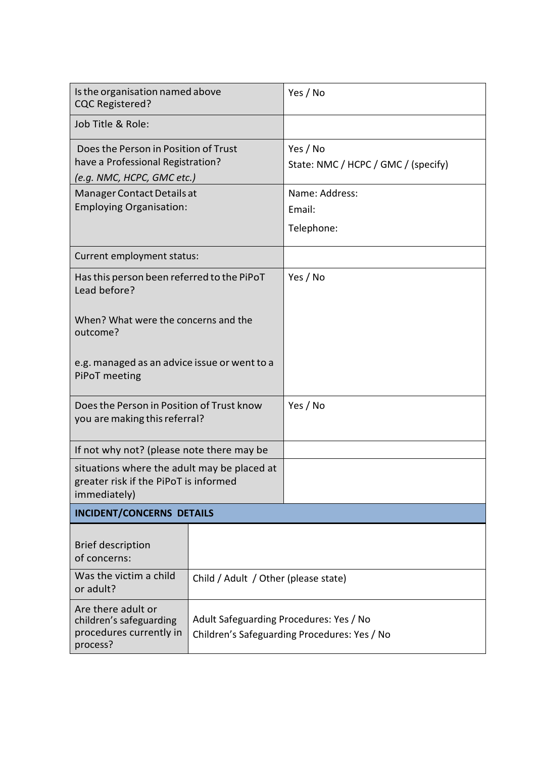| | |
|---|---|
| Is the organisation named above CQC Registered? | Yes / No |
| Job Title & Role: | |
| Does the Person in Position of Trust have a Professional Registration? *(e.g. NMC, HCPC, GMC etc.)* | Yes / No<br>State: NMC / HCPC / GMC / (specify) |
| Manager Contact Details at Employing Organisation: | Name: Address:<br>Email:<br>Telephone: |
| Current employment status: | |
| Has this person been referred to the PiPoT Lead before?<br><br>When? What were the concerns and the outcome?<br><br>e.g. managed as an advice issue or went to a PiPoT meeting | Yes / No |
| Does the Person in Position of Trust know you are making this referral? | Yes / No |
| If not why not? (please note there may be | |
| situations where the adult may be placed at greater risk if the PiPoT is informed immediately) | |

| **INCIDENT/CONCERNS DETAILS** | |
|---|---|
| Brief description of concerns: | |
| Was the victim a child or adult? | Child / Adult / Other (please state) |
| Are there adult or children's safeguarding procedures currently in process? | Adult Safeguarding Procedures: Yes / No<br>Children's Safeguarding Procedures: Yes / No |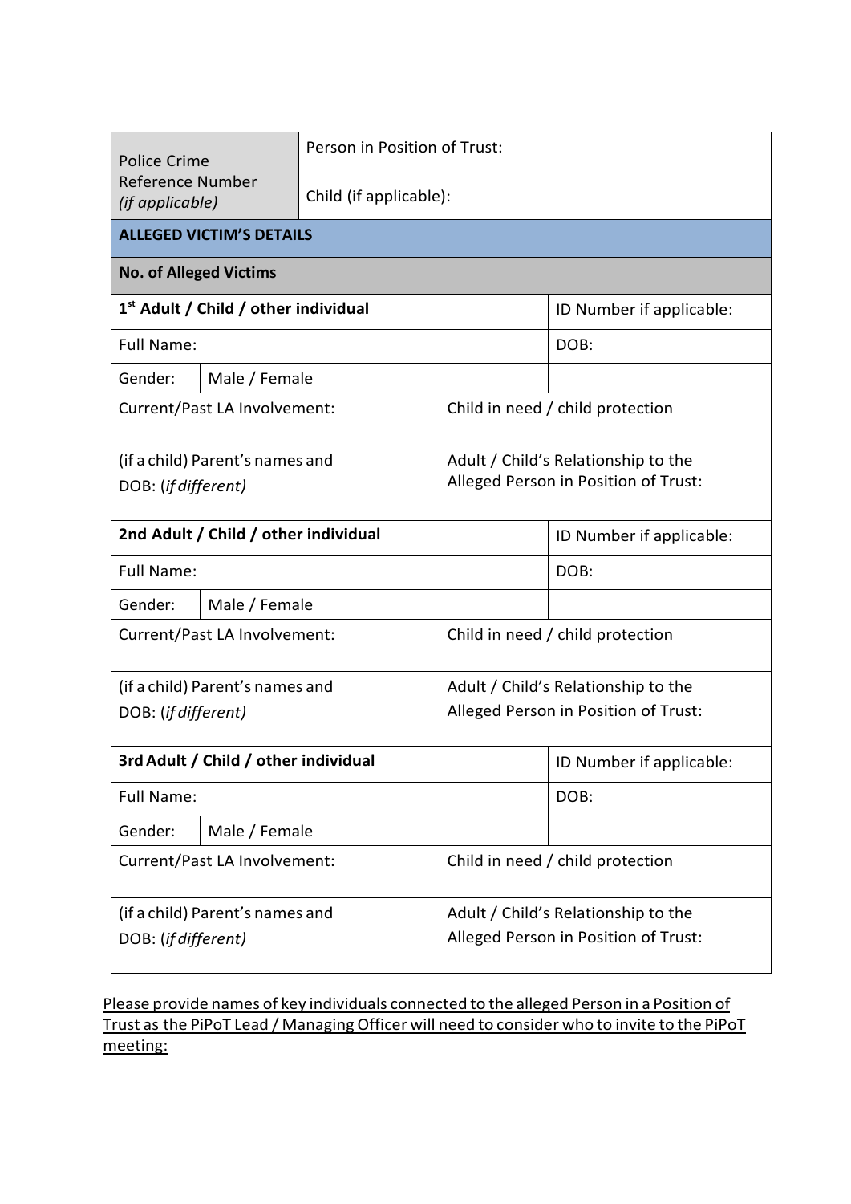| Police Crime Reference Number *(if applicable)* | Person in Position of Trust:<br><br>Child (if applicable): | | |
|---|---|---|---|
| **ALLEGED VICTIM'S DETAILS** | | | |
| **No. of Alleged Victims** | | | |
| **1st Adult / Child / other individual** | | | ID Number if applicable: |
| Full Name: | | | DOB: |
| Gender: | Male / Female | | |
| Current/Past LA Involvement: | | Child in need / child protection | |
| (if a child) Parent's names and DOB: *(if different)* | | Adult / Child's Relationship to the Alleged Person in Position of Trust: | |
| **2nd Adult / Child / other individual** | | | ID Number if applicable: |
| Full Name: | | | DOB: |
| Gender: | Male / Female | | |
| Current/Past LA Involvement: | | Child in need / child protection | |
| (if a child) Parent's names and DOB: *(if different)* | | Adult / Child's Relationship to the Alleged Person in Position of Trust: | |
| **3rd Adult / Child / other individual** | | | ID Number if applicable: |
| Full Name: | | | DOB: |
| Gender: | Male / Female | | |
| Current/Past LA Involvement: | | Child in need / child protection | |
| (if a child) Parent's names and DOB: *(if different)* | | Adult / Child's Relationship to the Alleged Person in Position of Trust: | |

<u>Please provide names of key individuals connected to the alleged Person in a Position of Trust as the PiPoT Lead / Managing Officer will need to consider who to invite to the PiPoT meeting:</u>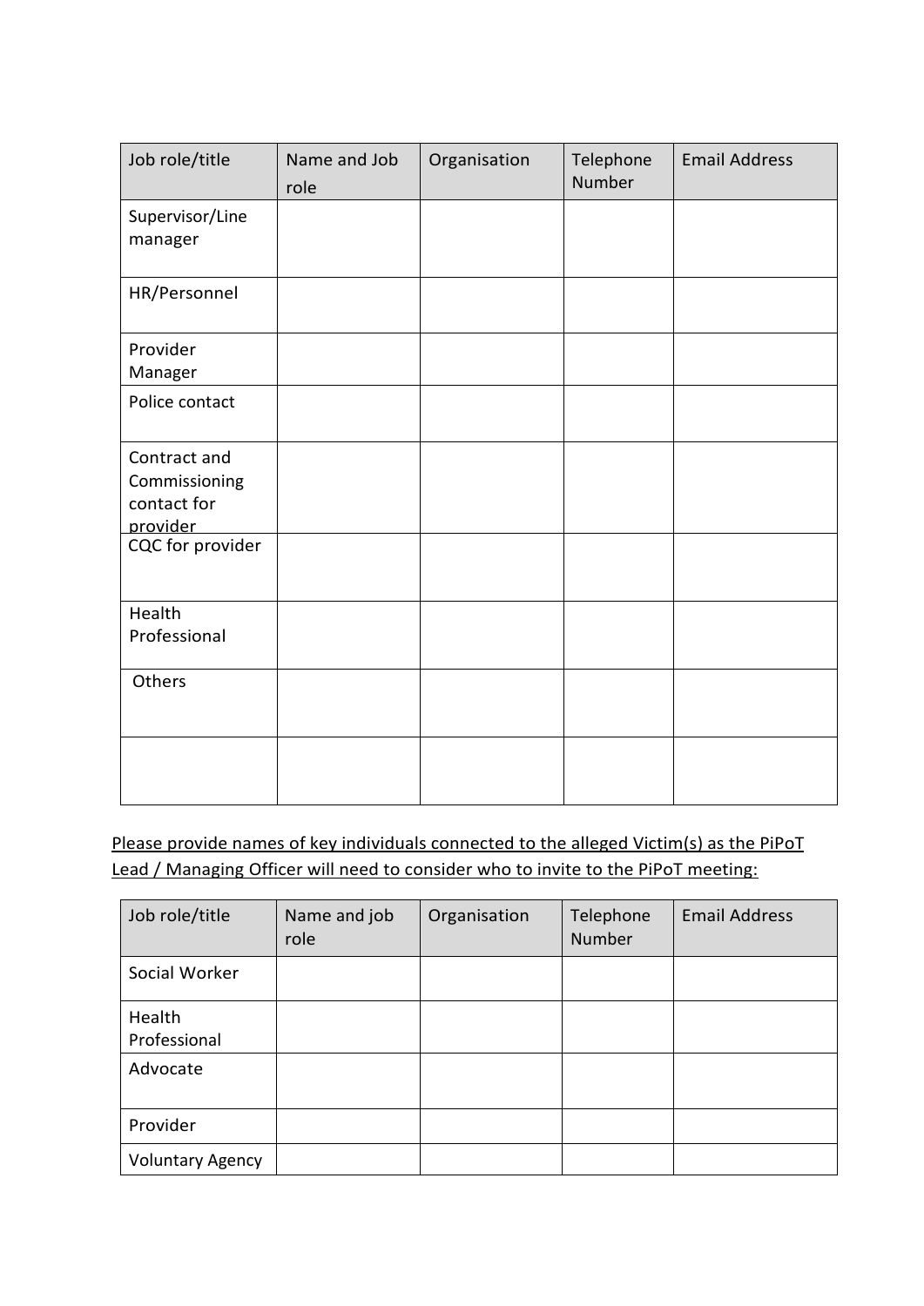| Job role/title | Name and Job role | Organisation | Telephone Number | Email Address |
|---|---|---|---|---|
| Supervisor/Line manager | | | | |
| HR/Personnel | | | | |
| Provider Manager | | | | |
| Police contact | | | | |
| Contract and Commissioning contact for provider | | | | |
| CQC for provider | | | | |
| Health Professional | | | | |
| Others | | | | |
| | | | | |

<u>Please provide names of key individuals connected to the alleged Victim(s) as the PiPoT Lead / Managing Officer will need to consider who to invite to the PiPoT meeting:</u>

| Job role/title | Name and job role | Organisation | Telephone Number | Email Address |
|---|---|---|---|---|
| Social Worker | | | | |
| Health Professional | | | | |
| Advocate | | | | |
| Provider | | | | |
| Voluntary Agency | | | | |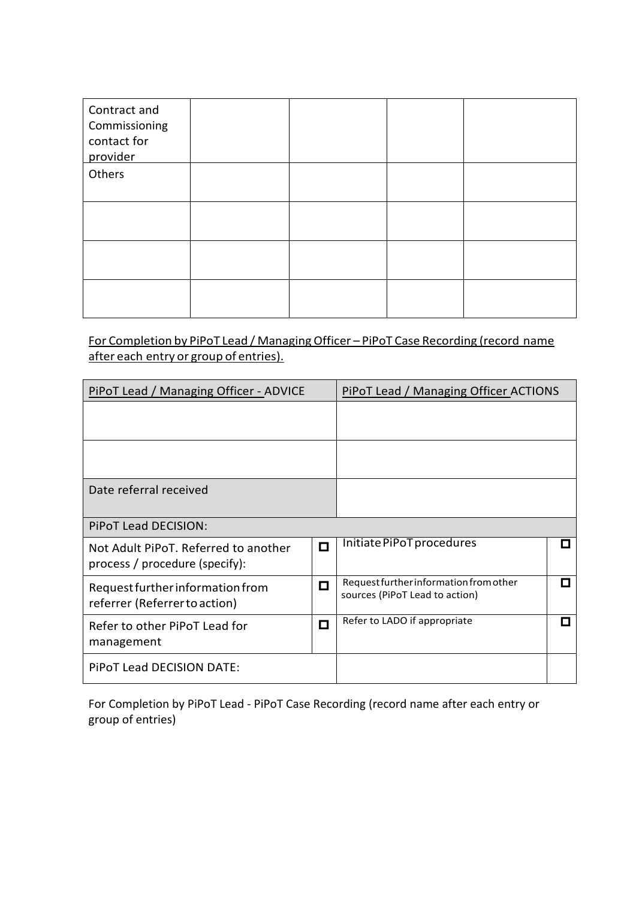| Contract and Commissioning contact for provider | | | | |
|---|---|---|---|---|
| Others | | | | |
| | | | | |
| | | | | |
| | | | | |

For Completion by PiPoT Lead / Managing Officer – PiPoT Case Recording (record name after each entry or group of entries).

| PiPoT Lead / Managing Officer - ADVICE | | PiPoT Lead / Managing Officer ACTIONS | |
|---|---|---|---|
| | | | |
| | | | |
| Date referral received | | | |
| PiPoT Lead DECISION: | | | |
| Not Adult PiPoT. Referred to another process / procedure (specify): | ☐ | Initiate PiPoT procedures | ☐ |
| Request further information from referrer (Referrer to action) | ☐ | Request further information from other sources (PiPoT Lead to action) | ☐ |
| Refer to other PiPoT Lead for management | ☐ | Refer to LADO if appropriate | ☐ |
| PiPoT Lead DECISION DATE: | | | |

For Completion by PiPoT Lead - PiPoT Case Recording (record name after each entry or group of entries)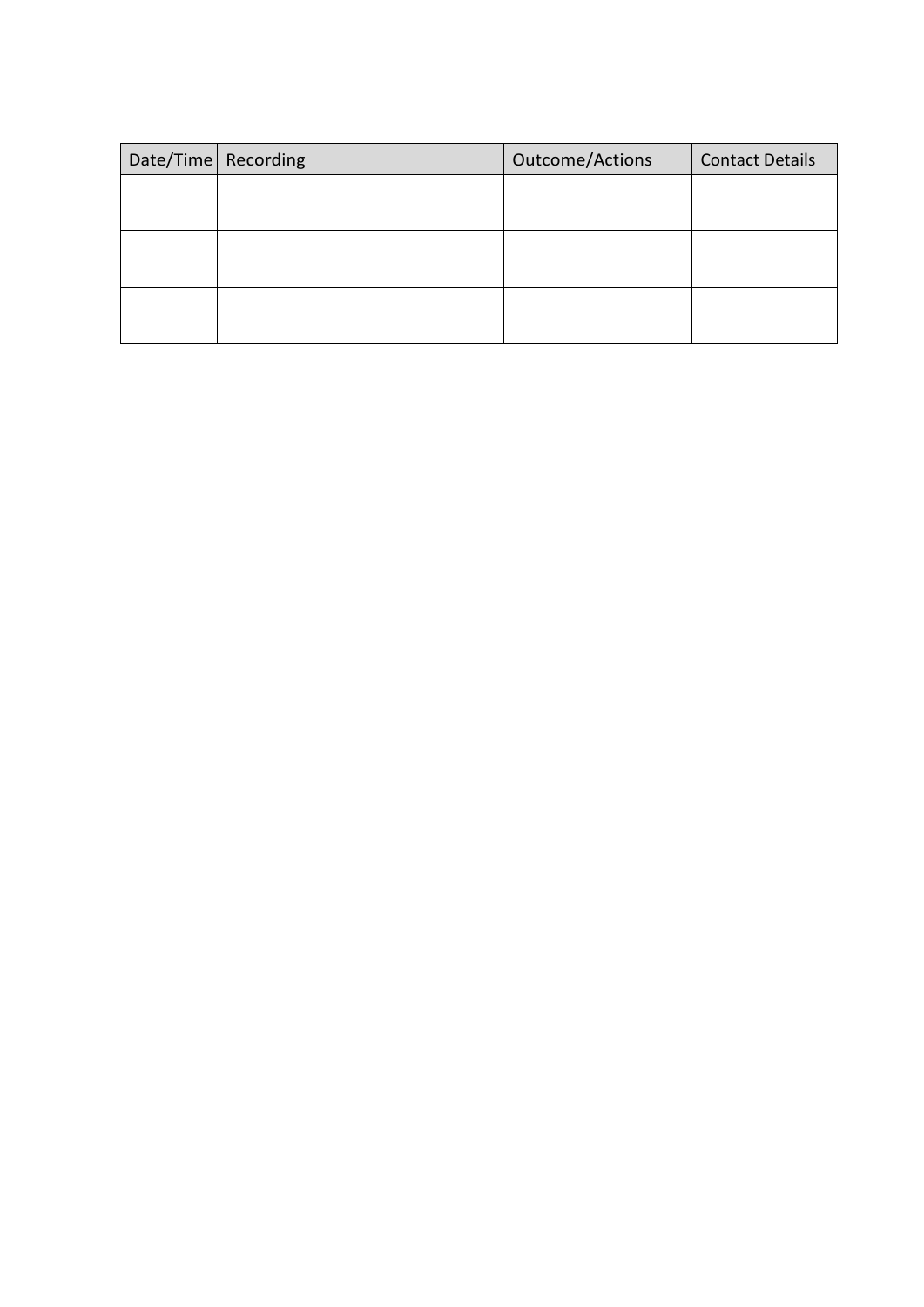| Date/Time | Recording | Outcome/Actions | Contact Details |
| --- | --- | --- | --- |
| | | | |
| | | | |
| | | | |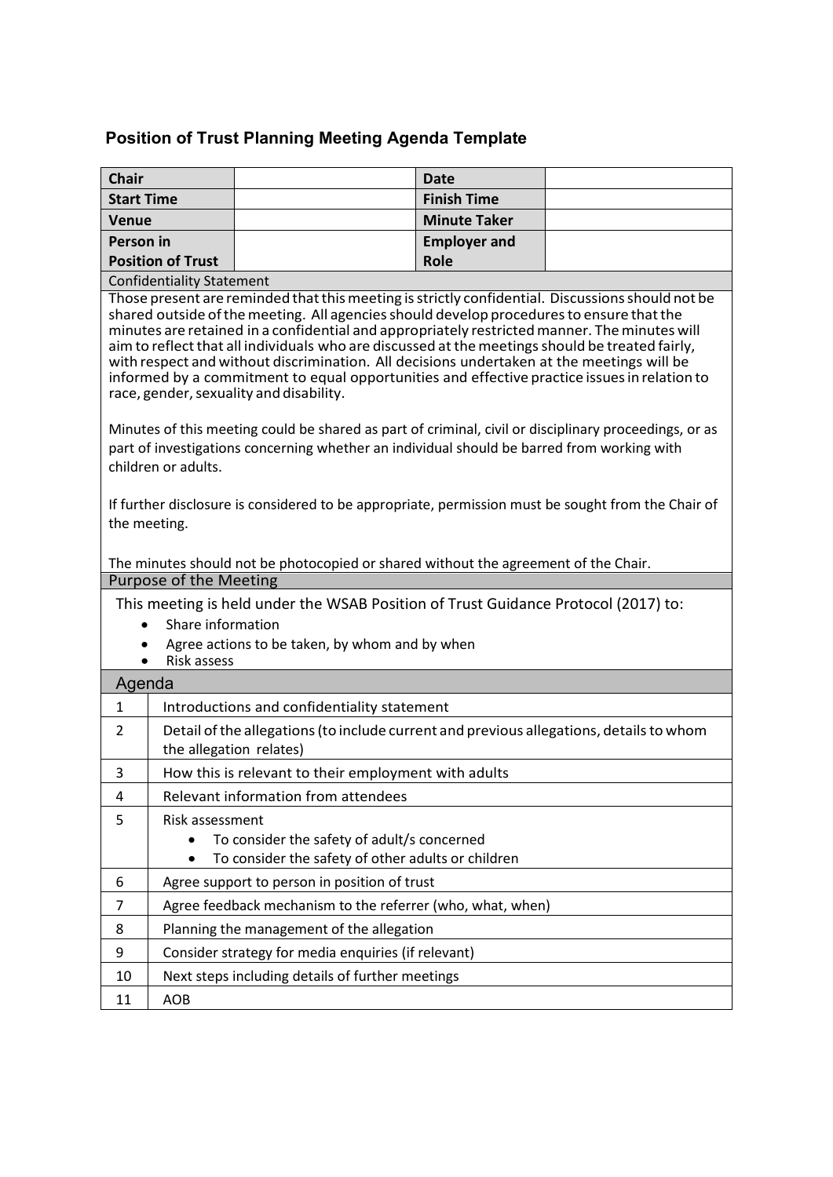## Position of Trust Planning Meeting Agenda Template

| Chair | | Date | |
|---|---|---|---|
| Start Time | | Finish Time | |
| Venue | | Minute Taker | |
| Person in Position of Trust | | Employer and Role | |

**Confidentiality Statement**

Those present are reminded that this meeting is strictly confidential. Discussions should not be shared outside of the meeting. All agencies should develop procedures to ensure that the minutes are retained in a confidential and appropriately restricted manner. The minutes will aim to reflect that all individuals who are discussed at the meetings should be treated fairly, with respect and without discrimination. All decisions undertaken at the meetings will be informed by a commitment to equal opportunities and effective practice issues in relation to race, gender, sexuality and disability.

Minutes of this meeting could be shared as part of criminal, civil or disciplinary proceedings, or as part of investigations concerning whether an individual should be barred from working with children or adults.

If further disclosure is considered to be appropriate, permission must be sought from the Chair of the meeting.

The minutes should not be photocopied or shared without the agreement of the Chair.

**Purpose of the Meeting**

This meeting is held under the WSAB Position of Trust Guidance Protocol (2017) to:

- Share information
- Agree actions to be taken, by whom and by when
- Risk assess

**Agenda**

| | |
|---|---|
| 1 | Introductions and confidentiality statement |
| 2 | Detail of the allegations (to include current and previous allegations, details to whom the allegation relates) |
| 3 | How this is relevant to their employment with adults |
| 4 | Relevant information from attendees |
| 5 | Risk assessment<br>• To consider the safety of adult/s concerned<br>• To consider the safety of other adults or children |
| 6 | Agree support to person in position of trust |
| 7 | Agree feedback mechanism to the referrer (who, what, when) |
| 8 | Planning the management of the allegation |
| 9 | Consider strategy for media enquiries (if relevant) |
| 10 | Next steps including details of further meetings |
| 11 | AOB |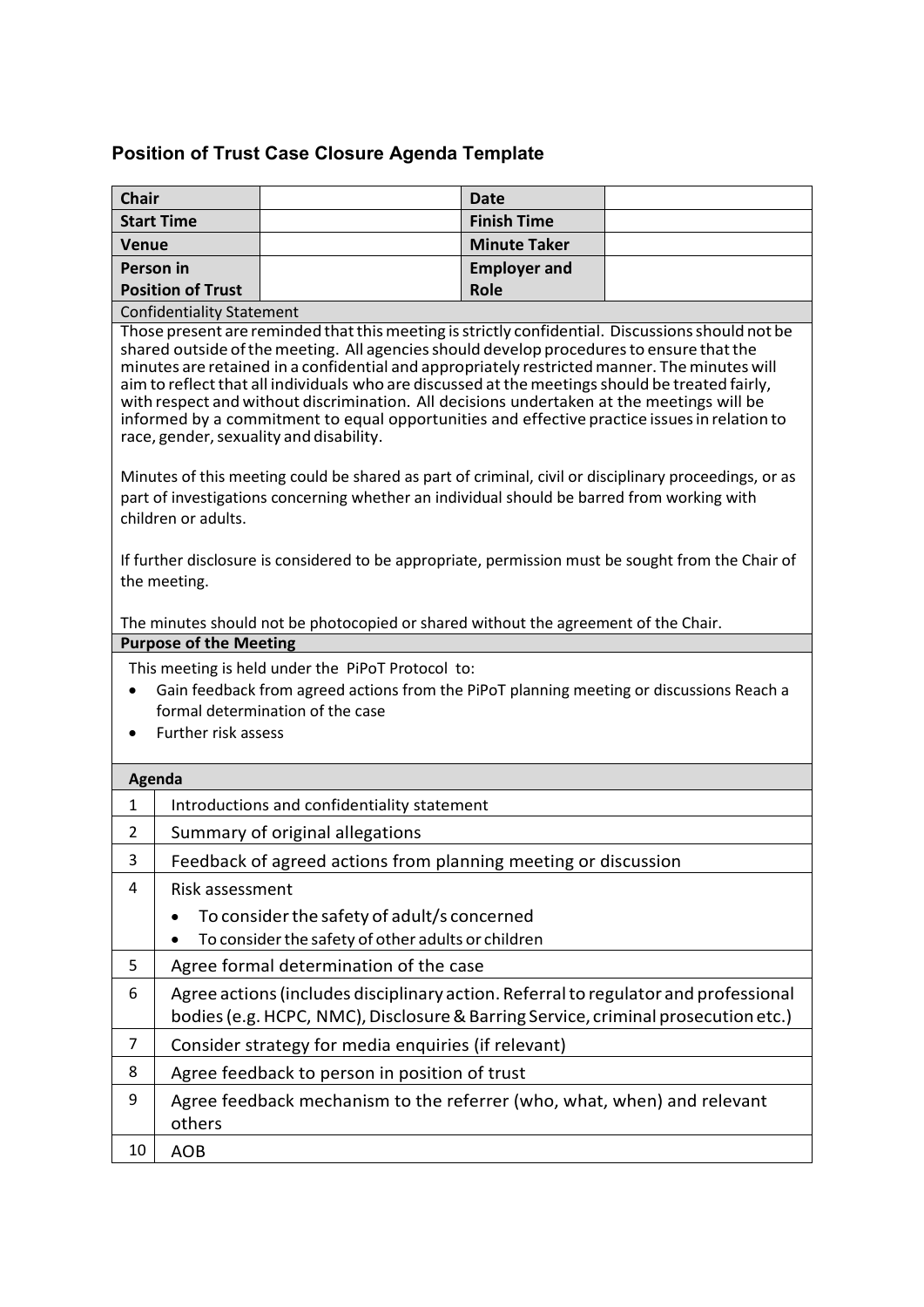## Position of Trust Case Closure Agenda Template

| | | | |
|---|---|---|---|
| **Chair** | | **Date** | |
| **Start Time** | | **Finish Time** | |
| **Venue** | | **Minute Taker** | |
| **Person in Position of Trust** | | **Employer and Role** | |

**Confidentiality Statement**

Those present are reminded that this meeting is strictly confidential. Discussions should not be shared outside of the meeting. All agencies should develop procedures to ensure that the minutes are retained in a confidential and appropriately restricted manner. The minutes will aim to reflect that all individuals who are discussed at the meetings should be treated fairly, with respect and without discrimination. All decisions undertaken at the meetings will be informed by a commitment to equal opportunities and effective practice issues in relation to race, gender, sexuality and disability.

Minutes of this meeting could be shared as part of criminal, civil or disciplinary proceedings, or as part of investigations concerning whether an individual should be barred from working with children or adults.

If further disclosure is considered to be appropriate, permission must be sought from the Chair of the meeting.

The minutes should not be photocopied or shared without the agreement of the Chair.

**Purpose of the Meeting**

This meeting is held under the PiPoT Protocol to:

- Gain feedback from agreed actions from the PiPoT planning meeting or discussions Reach a formal determination of the case
- Further risk assess

**Agenda**

| | |
|---|---|
| 1 | Introductions and confidentiality statement |
| 2 | Summary of original allegations |
| 3 | Feedback of agreed actions from planning meeting or discussion |
| 4 | Risk assessment<br>• To consider the safety of adult/s concerned<br>• To consider the safety of other adults or children |
| 5 | Agree formal determination of the case |
| 6 | Agree actions (includes disciplinary action. Referral to regulator and professional bodies (e.g. HCPC, NMC), Disclosure & Barring Service, criminal prosecution etc.) |
| 7 | Consider strategy for media enquiries (if relevant) |
| 8 | Agree feedback to person in position of trust |
| 9 | Agree feedback mechanism to the referrer (who, what, when) and relevant others |
| 10 | AOB |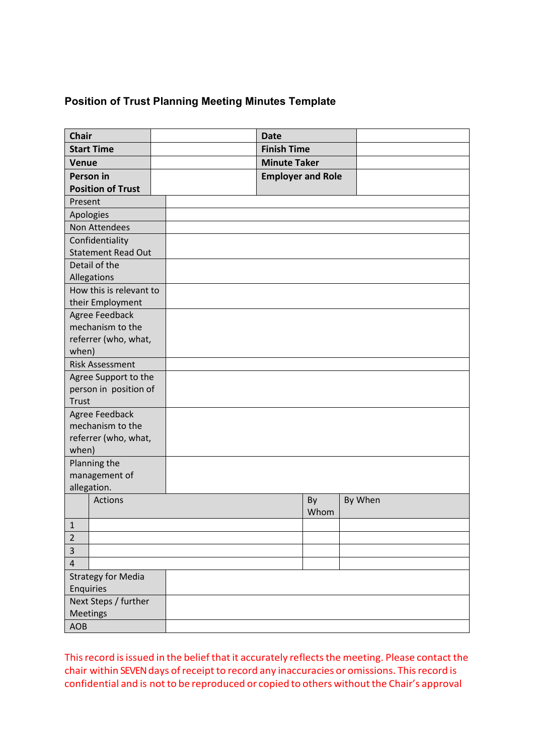### Position of Trust Planning Meeting Minutes Template

| **Chair** | | **Date** | |
|---|---|---|---|
| **Start Time** | | **Finish Time** | |
| **Venue** | | **Minute Taker** | |
| **Person in Position of Trust** | | **Employer and Role** | |

| | |
|---|---|
| Present | |
| Apologies | |
| Non Attendees | |
| Confidentiality Statement Read Out | |
| Detail of the Allegations | |
| How this is relevant to their Employment | |
| Agree Feedback mechanism to the referrer (who, what, when) | |
| Risk Assessment | |
| Agree Support to the person in position of Trust | |
| Agree Feedback mechanism to the referrer (who, what, when) | |
| Planning the management of allegation. | |

| | Actions | By Whom | By When |
|---|---|---|---|
| 1 | | | |
| 2 | | | |
| 3 | | | |
| 4 | | | |

| | |
|---|---|
| Strategy for Media Enquiries | |
| Next Steps / further Meetings | |
| AOB | |

This record is issued in the belief that it accurately reflects the meeting. Please contact the chair within SEVEN days of receipt to record any inaccuracies or omissions. This record is confidential and is not to be reproduced or copied to others without the Chair's approval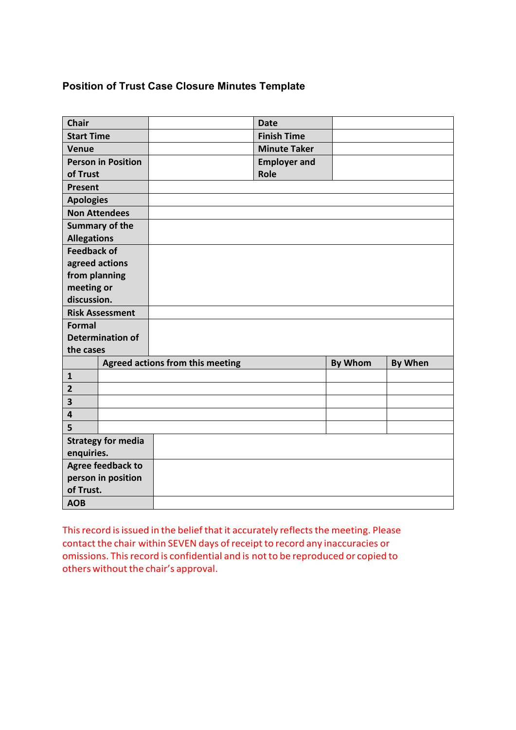### Position of Trust Case Closure Minutes Template

| **Chair** | | **Date** | |
|---|---|---|---|
| **Start Time** | | **Finish Time** | |
| **Venue** | | **Minute Taker** | |
| **Person in Position of Trust** | | **Employer and Role** | |
| **Present** | | | |
| **Apologies** | | | |
| **Non Attendees** | | | |
| **Summary of the Allegations** | | | |
| **Feedback of agreed actions from planning meeting or discussion.** | | | |
| **Risk Assessment** | | | |
| **Formal Determination of the cases** | | | |

| | **Agreed actions from this meeting** | **By Whom** | **By When** |
|---|---|---|---|
| **1** | | | |
| **2** | | | |
| **3** | | | |
| **4** | | | |
| **5** | | | |

| **Strategy for media enquiries.** | |
|---|---|
| **Agree feedback to person in position of Trust.** | |
| **AOB** | |

This record is issued in the belief that it accurately reflects the meeting. Please contact the chair within SEVEN days of receipt to record any inaccuracies or omissions. This record is confidential and is not to be reproduced or copied to others without the chair's approval.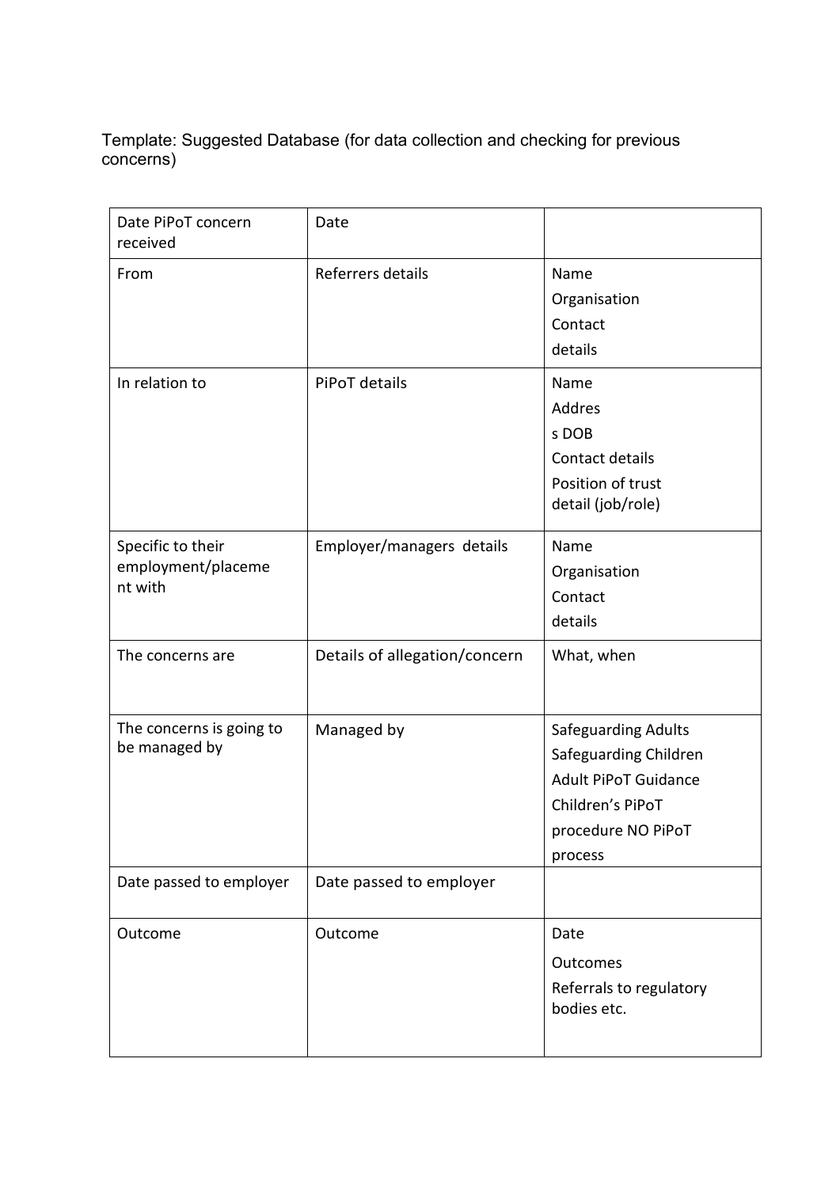Template: Suggested Database (for data collection and checking for previous concerns)

| | | |
|---|---|---|
| Date PiPoT concern received | Date | |
| From | Referrers details | Name<br>Organisation<br>Contact<br>details |
| In relation to | PiPoT details | Name<br>Addres<br>s DOB<br>Contact details<br>Position of trust detail (job/role) |
| Specific to their employment/placeme nt with | Employer/managers details | Name<br>Organisation<br>Contact<br>details |
| The concerns are | Details of allegation/concern | What, when |
| The concerns is going to be managed by | Managed by | Safeguarding Adults<br>Safeguarding Children<br>Adult PiPoT Guidance<br>Children's PiPoT<br>procedure NO PiPoT<br>process |
| Date passed to employer | Date passed to employer | |
| Outcome | Outcome | Date<br>Outcomes<br>Referrals to regulatory bodies etc. |